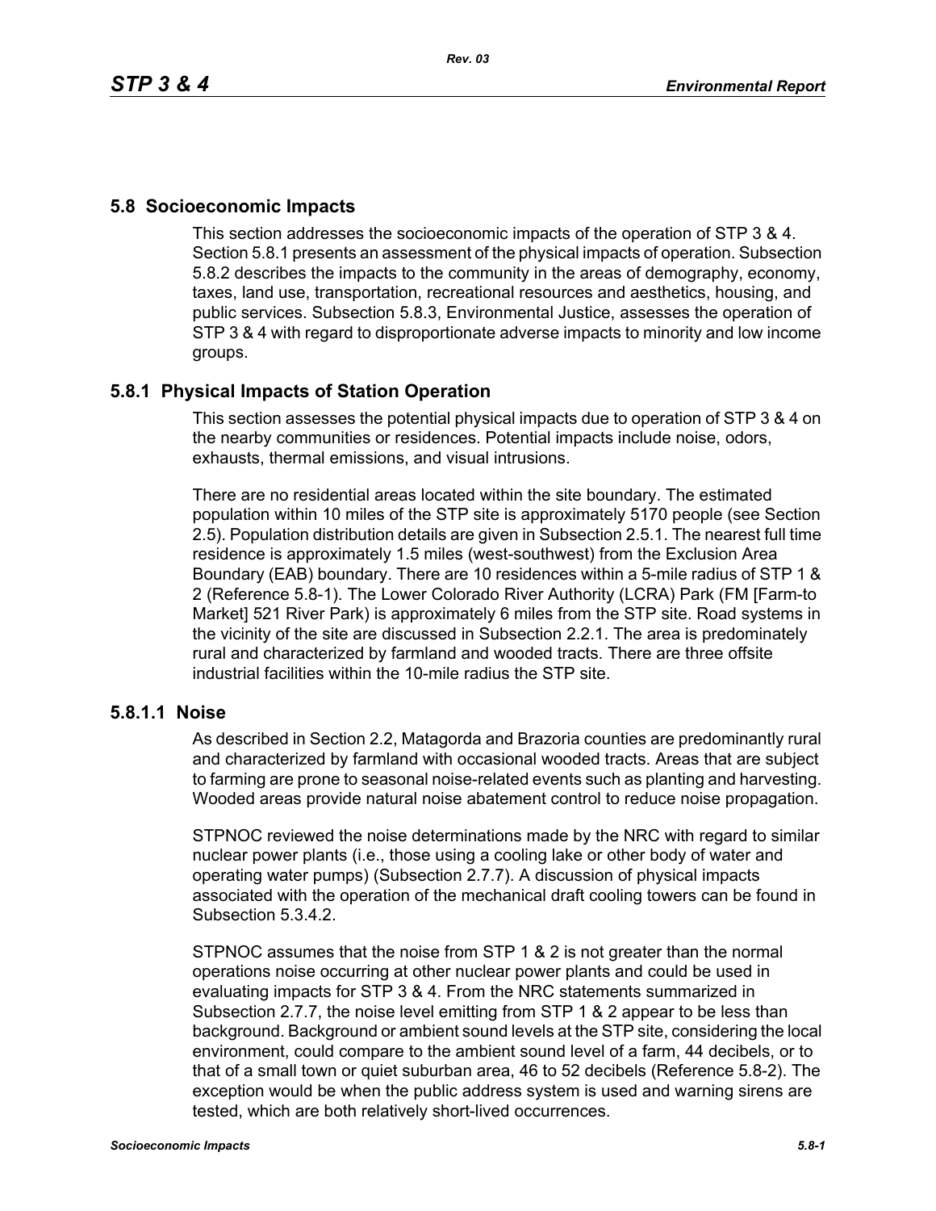## 5.8 Socioeconomic Impacts

This section addresses the socioeconomic impacts of the operation of STP 3 & 4. Section 5.8.1 presents an assessment of the physical impacts of operation. Subsection 5.8.2 describes the impacts to the community in the areas of demography, economy, taxes, land use, transportation, recreational resources and aesthetics, housing, and public services. Subsection 5.8.3, Environmental Justice, assesses the operation of STP 3 & 4 with regard to disproportionate adverse impacts to minority and low income groups.

### 5.8.1 Physical Impacts of Station Operation

This section assesses the potential physical impacts due to operation of STP 3 & 4 on the nearby communities or residences. Potential impacts include noise, odors, exhausts, thermal emissions, and visual intrusions.

There are no residential areas located within the site boundary. The estimated population within 10 miles of the STP site is approximately 5170 people (see Section 2.5). Population distribution details are given in Subsection 2.5.1. The nearest full time residence is approximately 1.5 miles (west-southwest) from the Exclusion Area Boundary (EAB) boundary. There are 10 residences within a 5-mile radius of STP 1 & 2 (Reference 5.8-1). The Lower Colorado River Authority (LCRA) Park (FM [Farm-to Market] 521 River Park) is approximately 6 miles from the STP site. Road systems in the vicinity of the site are discussed in Subsection 2.2.1. The area is predominately rural and characterized by farmland and wooded tracts. There are three offsite industrial facilities within the 10-mile radius the STP site.

#### 5.8.1.1 Noise

As described in Section 2.2, Matagorda and Brazoria counties are predominantly rural and characterized by farmland with occasional wooded tracts. Areas that are subject to farming are prone to seasonal noise-related events such as planting and harvesting. Wooded areas provide natural noise abatement control to reduce noise propagation.

STPNOC reviewed the noise determinations made by the NRC with regard to similar nuclear power plants (i.e., those using a cooling lake or other body of water and operating water pumps) (Subsection 2.7.7). A discussion of physical impacts associated with the operation of the mechanical draft cooling towers can be found in Subsection 5.3.4.2.

STPNOC assumes that the noise from STP 1 & 2 is not greater than the normal operations noise occurring at other nuclear power plants and could be used in evaluating impacts for STP 3 & 4. From the NRC statements summarized in Subsection 2.7.7, the noise level emitting from STP 1 & 2 appear to be less than background. Background or ambient sound levels at the STP site, considering the local environment, could compare to the ambient sound level of a farm, 44 decibels, or to that of a small town or quiet suburban area, 46 to 52 decibels (Reference 5.8-2). The exception would be when the public address system is used and warning sirens are tested, which are both relatively short-lived occurrences.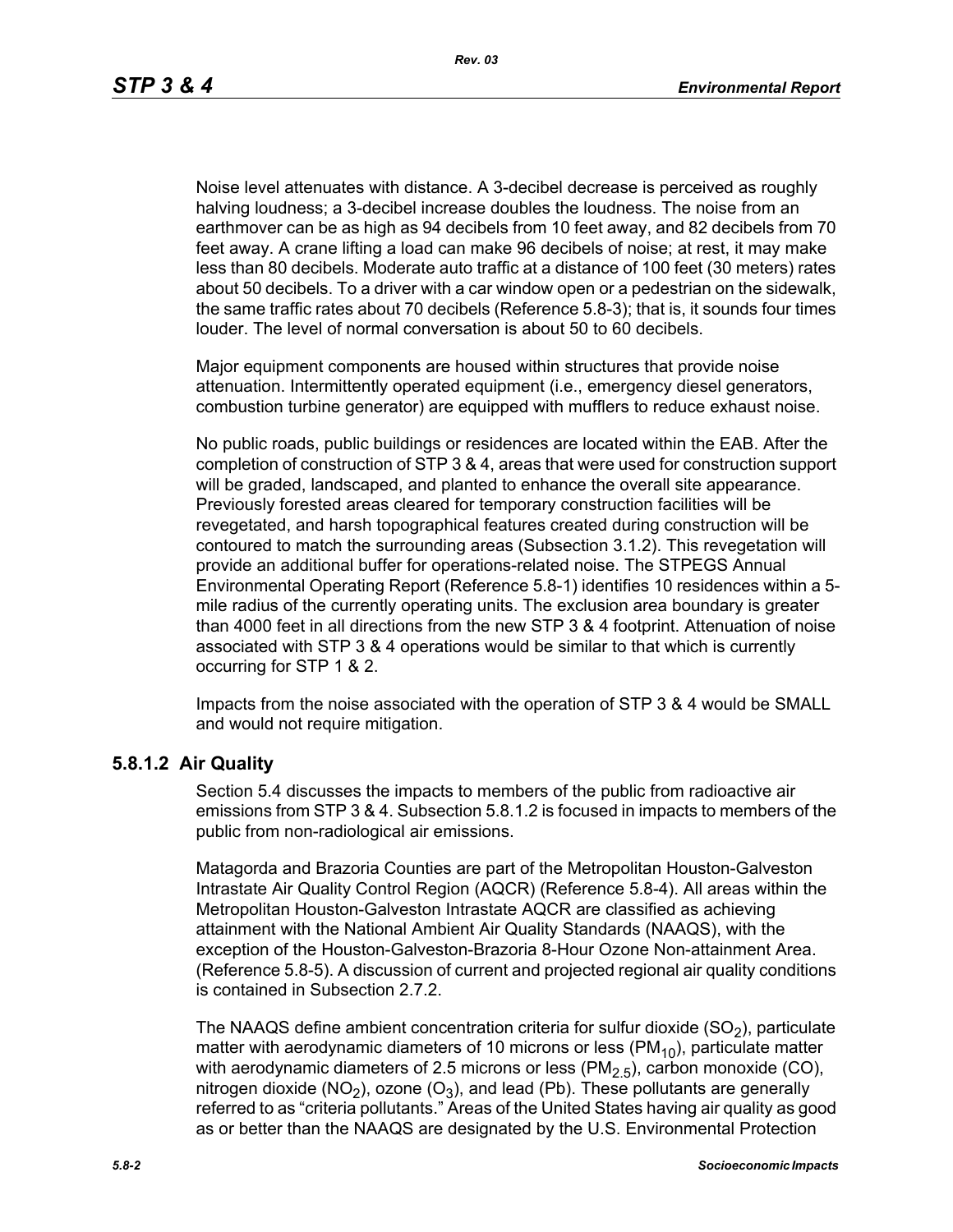Noise level attenuates with distance. A 3-decibel decrease is perceived as roughly halving loudness; a 3-decibel increase doubles the loudness. The noise from an earthmover can be as high as 94 decibels from 10 feet away, and 82 decibels from 70 feet away. A crane lifting a load can make 96 decibels of noise; at rest, it may make less than 80 decibels. Moderate auto traffic at a distance of 100 feet (30 meters) rates about 50 decibels. To a driver with a car window open or a pedestrian on the sidewalk, the same traffic rates about 70 decibels (Reference 5.8-3); that is, it sounds four times louder. The level of normal conversation is about 50 to 60 decibels.

Major equipment components are housed within structures that provide noise attenuation. Intermittently operated equipment (i.e., emergency diesel generators, combustion turbine generator) are equipped with mufflers to reduce exhaust noise.

No public roads, public buildings or residences are located within the EAB. After the completion of construction of STP 3 & 4, areas that were used for construction support will be graded, landscaped, and planted to enhance the overall site appearance. Previously forested areas cleared for temporary construction facilities will be revegetated, and harsh topographical features created during construction will be contoured to match the surrounding areas (Subsection 3.1.2). This revegetation will provide an additional buffer for operations-related noise. The STPEGS Annual Environmental Operating Report (Reference 5.8-1) identifies 10 residences within a 5-mile radius of the currently operating units. The exclusion area boundary is greater than 4000 feet in all directions from the new STP 3 & 4 footprint. Attenuation of noise associated with STP 3 & 4 operations would be similar to that which is currently occurring for STP 1 & 2.

Impacts from the noise associated with the operation of STP 3 & 4 would be SMALL and would not require mitigation.

### 5.8.1.2 Air Quality

Section 5.4 discusses the impacts to members of the public from radioactive air emissions from STP 3 & 4. Subsection 5.8.1.2 is focused in impacts to members of the public from non-radiological air emissions.

Matagorda and Brazoria Counties are part of the Metropolitan Houston-Galveston Intrastate Air Quality Control Region (AQCR) (Reference 5.8-4). All areas within the Metropolitan Houston-Galveston Intrastate AQCR are classified as achieving attainment with the National Ambient Air Quality Standards (NAAQS), with the exception of the Houston-Galveston-Brazoria 8-Hour Ozone Non-attainment Area. (Reference 5.8-5). A discussion of current and projected regional air quality conditions is contained in Subsection 2.7.2.

The NAAQS define ambient concentration criteria for sulfur dioxide ($SO_2$), particulate matter with aerodynamic diameters of 10 microns or less ($PM_{10}$), particulate matter with aerodynamic diameters of 2.5 microns or less ($PM_{2.5}$), carbon monoxide (CO), nitrogen dioxide ($NO_2$), ozone ($O_3$), and lead (Pb). These pollutants are generally referred to as "criteria pollutants." Areas of the United States having air quality as good as or better than the NAAQS are designated by the U.S. Environmental Protection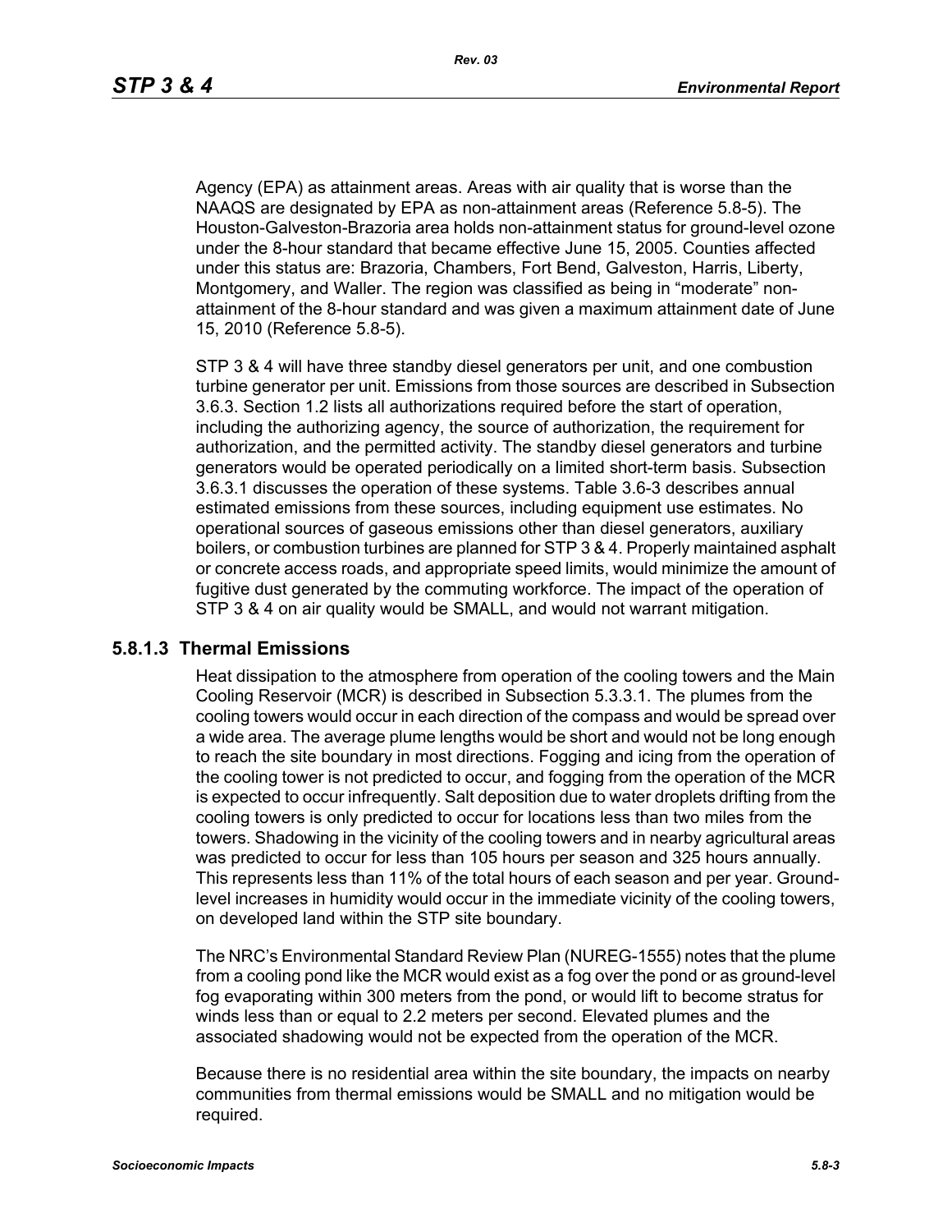Agency (EPA) as attainment areas. Areas with air quality that is worse than the NAAQS are designated by EPA as non-attainment areas (Reference 5.8-5). The Houston-Galveston-Brazoria area holds non-attainment status for ground-level ozone under the 8-hour standard that became effective June 15, 2005. Counties affected under this status are: Brazoria, Chambers, Fort Bend, Galveston, Harris, Liberty, Montgomery, and Waller. The region was classified as being in “moderate” non-attainment of the 8-hour standard and was given a maximum attainment date of June 15, 2010 (Reference 5.8-5).

STP 3 & 4 will have three standby diesel generators per unit, and one combustion turbine generator per unit. Emissions from those sources are described in Subsection 3.6.3. Section 1.2 lists all authorizations required before the start of operation, including the authorizing agency, the source of authorization, the requirement for authorization, and the permitted activity. The standby diesel generators and turbine generators would be operated periodically on a limited short-term basis. Subsection 3.6.3.1 discusses the operation of these systems. Table 3.6-3 describes annual estimated emissions from these sources, including equipment use estimates. No operational sources of gaseous emissions other than diesel generators, auxiliary boilers, or combustion turbines are planned for STP 3 & 4. Properly maintained asphalt or concrete access roads, and appropriate speed limits, would minimize the amount of fugitive dust generated by the commuting workforce. The impact of the operation of STP 3 & 4 on air quality would be SMALL, and would not warrant mitigation.

### 5.8.1.3 Thermal Emissions

Heat dissipation to the atmosphere from operation of the cooling towers and the Main Cooling Reservoir (MCR) is described in Subsection 5.3.3.1. The plumes from the cooling towers would occur in each direction of the compass and would be spread over a wide area. The average plume lengths would be short and would not be long enough to reach the site boundary in most directions. Fogging and icing from the operation of the cooling tower is not predicted to occur, and fogging from the operation of the MCR is expected to occur infrequently. Salt deposition due to water droplets drifting from the cooling towers is only predicted to occur for locations less than two miles from the towers. Shadowing in the vicinity of the cooling towers and in nearby agricultural areas was predicted to occur for less than 105 hours per season and 325 hours annually. This represents less than 11% of the total hours of each season and per year. Ground-level increases in humidity would occur in the immediate vicinity of the cooling towers, on developed land within the STP site boundary.

The NRC’s Environmental Standard Review Plan (NUREG-1555) notes that the plume from a cooling pond like the MCR would exist as a fog over the pond or as ground-level fog evaporating within 300 meters from the pond, or would lift to become stratus for winds less than or equal to 2.2 meters per second. Elevated plumes and the associated shadowing would not be expected from the operation of the MCR.

Because there is no residential area within the site boundary, the impacts on nearby communities from thermal emissions would be SMALL and no mitigation would be required.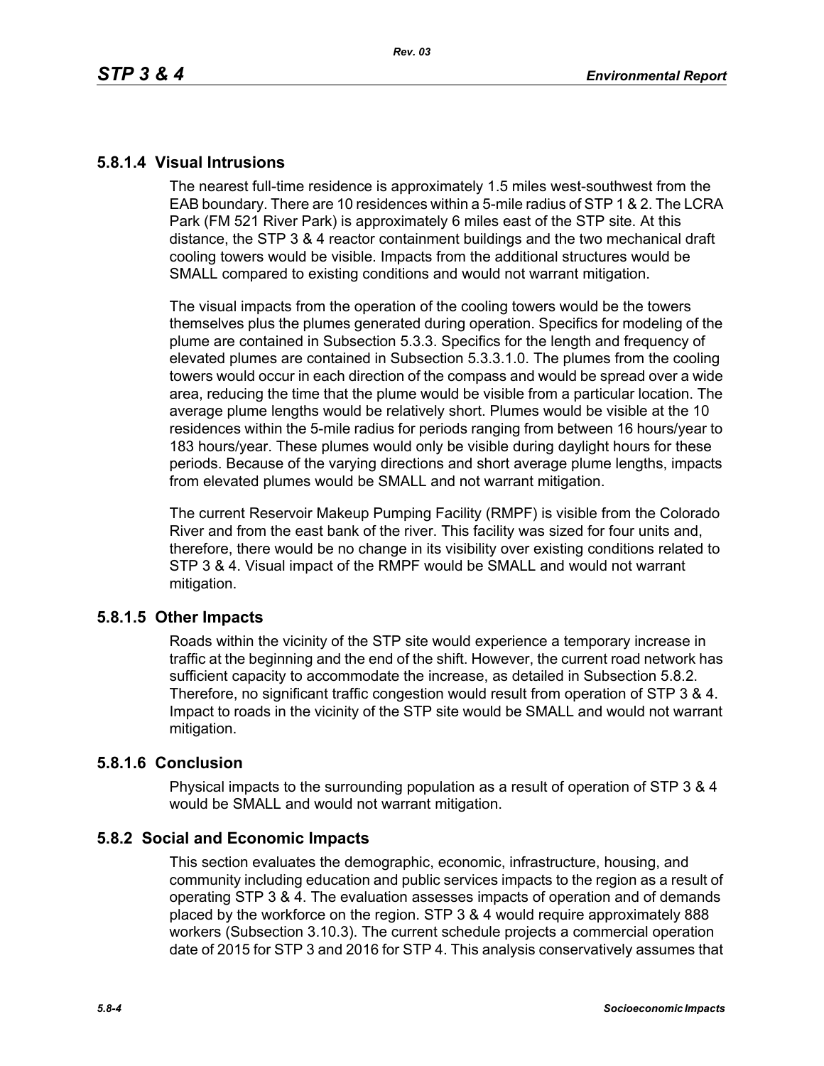### 5.8.1.4 Visual Intrusions

The nearest full-time residence is approximately 1.5 miles west-southwest from the EAB boundary. There are 10 residences within a 5-mile radius of STP 1 & 2. The LCRA Park (FM 521 River Park) is approximately 6 miles east of the STP site. At this distance, the STP 3 & 4 reactor containment buildings and the two mechanical draft cooling towers would be visible. Impacts from the additional structures would be SMALL compared to existing conditions and would not warrant mitigation.

The visual impacts from the operation of the cooling towers would be the towers themselves plus the plumes generated during operation. Specifics for modeling of the plume are contained in Subsection 5.3.3. Specifics for the length and frequency of elevated plumes are contained in Subsection 5.3.3.1.0. The plumes from the cooling towers would occur in each direction of the compass and would be spread over a wide area, reducing the time that the plume would be visible from a particular location. The average plume lengths would be relatively short. Plumes would be visible at the 10 residences within the 5-mile radius for periods ranging from between 16 hours/year to 183 hours/year. These plumes would only be visible during daylight hours for these periods. Because of the varying directions and short average plume lengths, impacts from elevated plumes would be SMALL and not warrant mitigation.

The current Reservoir Makeup Pumping Facility (RMPF) is visible from the Colorado River and from the east bank of the river. This facility was sized for four units and, therefore, there would be no change in its visibility over existing conditions related to STP 3 & 4. Visual impact of the RMPF would be SMALL and would not warrant mitigation.

### 5.8.1.5 Other Impacts

Roads within the vicinity of the STP site would experience a temporary increase in traffic at the beginning and the end of the shift. However, the current road network has sufficient capacity to accommodate the increase, as detailed in Subsection 5.8.2. Therefore, no significant traffic congestion would result from operation of STP 3 & 4. Impact to roads in the vicinity of the STP site would be SMALL and would not warrant mitigation.

### 5.8.1.6 Conclusion

Physical impacts to the surrounding population as a result of operation of STP 3 & 4 would be SMALL and would not warrant mitigation.

## 5.8.2 Social and Economic Impacts

This section evaluates the demographic, economic, infrastructure, housing, and community including education and public services impacts to the region as a result of operating STP 3 & 4. The evaluation assesses impacts of operation and of demands placed by the workforce on the region. STP 3 & 4 would require approximately 888 workers (Subsection 3.10.3). The current schedule projects a commercial operation date of 2015 for STP 3 and 2016 for STP 4. This analysis conservatively assumes that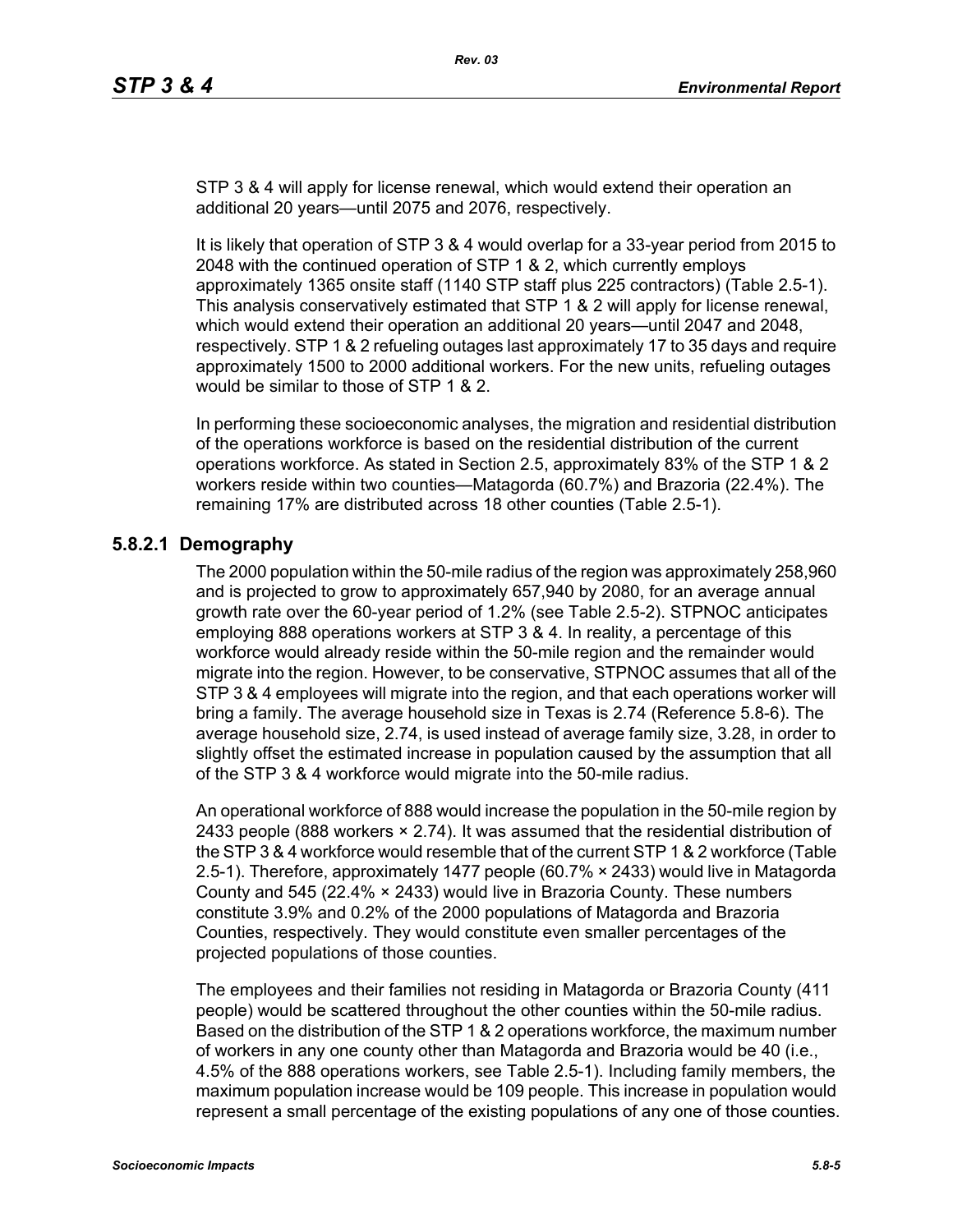STP 3 & 4 will apply for license renewal, which would extend their operation an additional 20 years—until 2075 and 2076, respectively.

It is likely that operation of STP 3 & 4 would overlap for a 33-year period from 2015 to 2048 with the continued operation of STP 1 & 2, which currently employs approximately 1365 onsite staff (1140 STP staff plus 225 contractors) (Table 2.5-1). This analysis conservatively estimated that STP 1 & 2 will apply for license renewal, which would extend their operation an additional 20 years—until 2047 and 2048, respectively. STP 1 & 2 refueling outages last approximately 17 to 35 days and require approximately 1500 to 2000 additional workers. For the new units, refueling outages would be similar to those of STP 1 & 2.

In performing these socioeconomic analyses, the migration and residential distribution of the operations workforce is based on the residential distribution of the current operations workforce. As stated in Section 2.5, approximately 83% of the STP 1 & 2 workers reside within two counties—Matagorda (60.7%) and Brazoria (22.4%). The remaining 17% are distributed across 18 other counties (Table 2.5-1).

### 5.8.2.1 Demography

The 2000 population within the 50-mile radius of the region was approximately 258,960 and is projected to grow to approximately 657,940 by 2080, for an average annual growth rate over the 60-year period of 1.2% (see Table 2.5-2). STPNOC anticipates employing 888 operations workers at STP 3 & 4. In reality, a percentage of this workforce would already reside within the 50-mile region and the remainder would migrate into the region. However, to be conservative, STPNOC assumes that all of the STP 3 & 4 employees will migrate into the region, and that each operations worker will bring a family. The average household size in Texas is 2.74 (Reference 5.8-6). The average household size, 2.74, is used instead of average family size, 3.28, in order to slightly offset the estimated increase in population caused by the assumption that all of the STP 3 & 4 workforce would migrate into the 50-mile radius.

An operational workforce of 888 would increase the population in the 50-mile region by 2433 people (888 workers × 2.74). It was assumed that the residential distribution of the STP 3 & 4 workforce would resemble that of the current STP 1 & 2 workforce (Table 2.5-1). Therefore, approximately 1477 people (60.7% × 2433) would live in Matagorda County and 545 (22.4% × 2433) would live in Brazoria County. These numbers constitute 3.9% and 0.2% of the 2000 populations of Matagorda and Brazoria Counties, respectively. They would constitute even smaller percentages of the projected populations of those counties.

The employees and their families not residing in Matagorda or Brazoria County (411 people) would be scattered throughout the other counties within the 50-mile radius. Based on the distribution of the STP 1 & 2 operations workforce, the maximum number of workers in any one county other than Matagorda and Brazoria would be 40 (i.e., 4.5% of the 888 operations workers, see Table 2.5-1). Including family members, the maximum population increase would be 109 people. This increase in population would represent a small percentage of the existing populations of any one of those counties.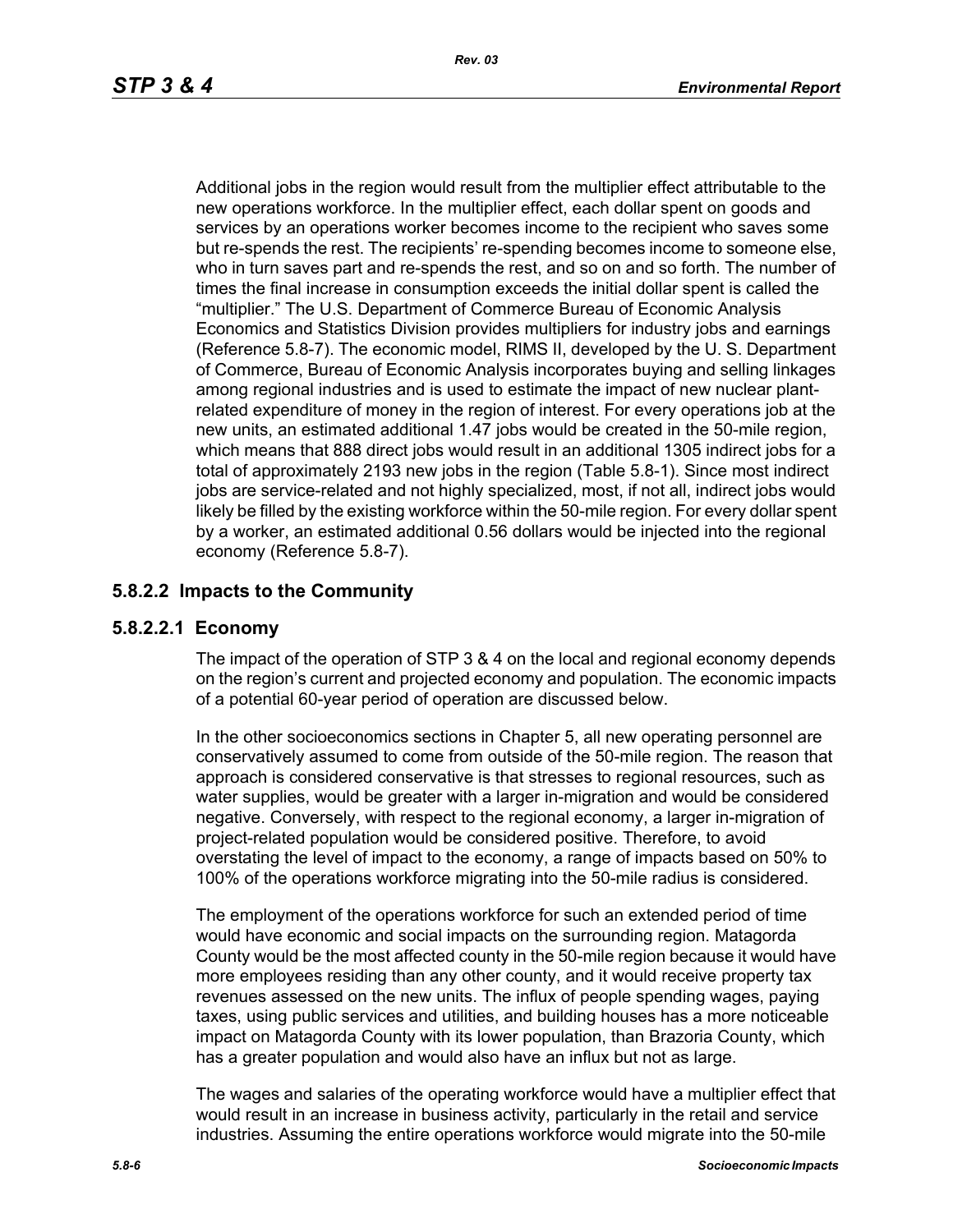Additional jobs in the region would result from the multiplier effect attributable to the new operations workforce. In the multiplier effect, each dollar spent on goods and services by an operations worker becomes income to the recipient who saves some but re-spends the rest. The recipients' re-spending becomes income to someone else, who in turn saves part and re-spends the rest, and so on and so forth. The number of times the final increase in consumption exceeds the initial dollar spent is called the "multiplier." The U.S. Department of Commerce Bureau of Economic Analysis Economics and Statistics Division provides multipliers for industry jobs and earnings (Reference 5.8-7). The economic model, RIMS II, developed by the U. S. Department of Commerce, Bureau of Economic Analysis incorporates buying and selling linkages among regional industries and is used to estimate the impact of new nuclear plant-related expenditure of money in the region of interest. For every operations job at the new units, an estimated additional 1.47 jobs would be created in the 50-mile region, which means that 888 direct jobs would result in an additional 1305 indirect jobs for a total of approximately 2193 new jobs in the region (Table 5.8-1). Since most indirect jobs are service-related and not highly specialized, most, if not all, indirect jobs would likely be filled by the existing workforce within the 50-mile region. For every dollar spent by a worker, an estimated additional 0.56 dollars would be injected into the regional economy (Reference 5.8-7).

### 5.8.2.2 Impacts to the Community

#### 5.8.2.2.1 Economy

The impact of the operation of STP 3 & 4 on the local and regional economy depends on the region's current and projected economy and population. The economic impacts of a potential 60-year period of operation are discussed below.

In the other socioeconomics sections in Chapter 5, all new operating personnel are conservatively assumed to come from outside of the 50-mile region. The reason that approach is considered conservative is that stresses to regional resources, such as water supplies, would be greater with a larger in-migration and would be considered negative. Conversely, with respect to the regional economy, a larger in-migration of project-related population would be considered positive. Therefore, to avoid overstating the level of impact to the economy, a range of impacts based on 50% to 100% of the operations workforce migrating into the 50-mile radius is considered.

The employment of the operations workforce for such an extended period of time would have economic and social impacts on the surrounding region. Matagorda County would be the most affected county in the 50-mile region because it would have more employees residing than any other county, and it would receive property tax revenues assessed on the new units. The influx of people spending wages, paying taxes, using public services and utilities, and building houses has a more noticeable impact on Matagorda County with its lower population, than Brazoria County, which has a greater population and would also have an influx but not as large.

The wages and salaries of the operating workforce would have a multiplier effect that would result in an increase in business activity, particularly in the retail and service industries. Assuming the entire operations workforce would migrate into the 50-mile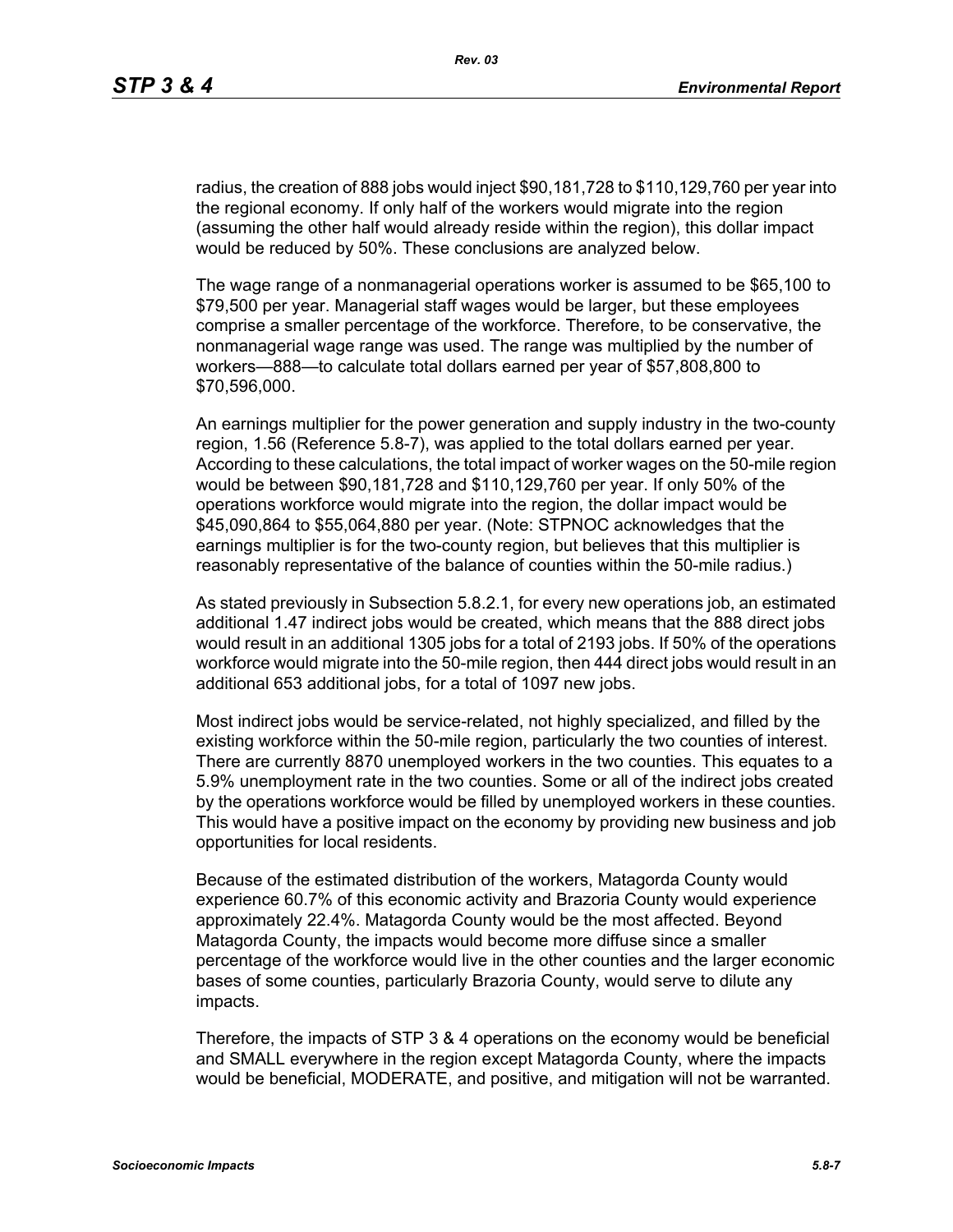radius, the creation of 888 jobs would inject $90,181,728 to $110,129,760 per year into the regional economy. If only half of the workers would migrate into the region (assuming the other half would already reside within the region), this dollar impact would be reduced by 50%. These conclusions are analyzed below.

The wage range of a nonmanagerial operations worker is assumed to be $65,100 to $79,500 per year. Managerial staff wages would be larger, but these employees comprise a smaller percentage of the workforce. Therefore, to be conservative, the nonmanagerial wage range was used. The range was multiplied by the number of workers—888—to calculate total dollars earned per year of $57,808,800 to $70,596,000.

An earnings multiplier for the power generation and supply industry in the two-county region, 1.56 (Reference 5.8-7), was applied to the total dollars earned per year. According to these calculations, the total impact of worker wages on the 50-mile region would be between $90,181,728 and $110,129,760 per year. If only 50% of the operations workforce would migrate into the region, the dollar impact would be $45,090,864 to $55,064,880 per year. (Note: STPNOC acknowledges that the earnings multiplier is for the two-county region, but believes that this multiplier is reasonably representative of the balance of counties within the 50-mile radius.)

As stated previously in Subsection 5.8.2.1, for every new operations job, an estimated additional 1.47 indirect jobs would be created, which means that the 888 direct jobs would result in an additional 1305 jobs for a total of 2193 jobs. If 50% of the operations workforce would migrate into the 50-mile region, then 444 direct jobs would result in an additional 653 additional jobs, for a total of 1097 new jobs.

Most indirect jobs would be service-related, not highly specialized, and filled by the existing workforce within the 50-mile region, particularly the two counties of interest. There are currently 8870 unemployed workers in the two counties. This equates to a 5.9% unemployment rate in the two counties. Some or all of the indirect jobs created by the operations workforce would be filled by unemployed workers in these counties. This would have a positive impact on the economy by providing new business and job opportunities for local residents.

Because of the estimated distribution of the workers, Matagorda County would experience 60.7% of this economic activity and Brazoria County would experience approximately 22.4%. Matagorda County would be the most affected. Beyond Matagorda County, the impacts would become more diffuse since a smaller percentage of the workforce would live in the other counties and the larger economic bases of some counties, particularly Brazoria County, would serve to dilute any impacts.

Therefore, the impacts of STP 3 & 4 operations on the economy would be beneficial and SMALL everywhere in the region except Matagorda County, where the impacts would be beneficial, MODERATE, and positive, and mitigation will not be warranted.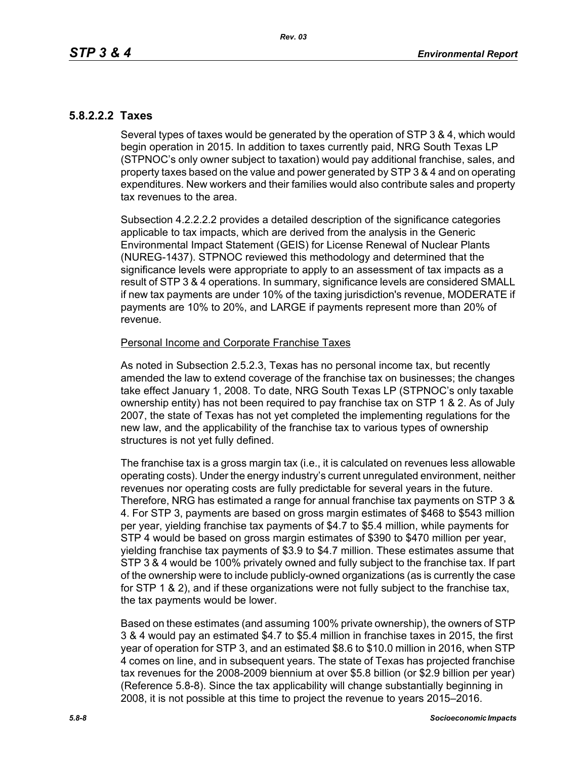### 5.8.2.2.2 Taxes

Several types of taxes would be generated by the operation of STP 3 & 4, which would begin operation in 2015. In addition to taxes currently paid, NRG South Texas LP (STPNOC's only owner subject to taxation) would pay additional franchise, sales, and property taxes based on the value and power generated by STP 3 & 4 and on operating expenditures. New workers and their families would also contribute sales and property tax revenues to the area.

Subsection 4.2.2.2.2 provides a detailed description of the significance categories applicable to tax impacts, which are derived from the analysis in the Generic Environmental Impact Statement (GEIS) for License Renewal of Nuclear Plants (NUREG-1437). STPNOC reviewed this methodology and determined that the significance levels were appropriate to apply to an assessment of tax impacts as a result of STP 3 & 4 operations. In summary, significance levels are considered SMALL if new tax payments are under 10% of the taxing jurisdiction's revenue, MODERATE if payments are 10% to 20%, and LARGE if payments represent more than 20% of revenue.

Personal Income and Corporate Franchise Taxes

As noted in Subsection 2.5.2.3, Texas has no personal income tax, but recently amended the law to extend coverage of the franchise tax on businesses; the changes take effect January 1, 2008. To date, NRG South Texas LP (STPNOC's only taxable ownership entity) has not been required to pay franchise tax on STP 1 & 2. As of July 2007, the state of Texas has not yet completed the implementing regulations for the new law, and the applicability of the franchise tax to various types of ownership structures is not yet fully defined.

The franchise tax is a gross margin tax (i.e., it is calculated on revenues less allowable operating costs). Under the energy industry's current unregulated environment, neither revenues nor operating costs are fully predictable for several years in the future. Therefore, NRG has estimated a range for annual franchise tax payments on STP 3 & 4. For STP 3, payments are based on gross margin estimates of $468 to $543 million per year, yielding franchise tax payments of $4.7 to $5.4 million, while payments for STP 4 would be based on gross margin estimates of $390 to $470 million per year, yielding franchise tax payments of $3.9 to $4.7 million. These estimates assume that STP 3 & 4 would be 100% privately owned and fully subject to the franchise tax. If part of the ownership were to include publicly-owned organizations (as is currently the case for STP 1 & 2), and if these organizations were not fully subject to the franchise tax, the tax payments would be lower.

Based on these estimates (and assuming 100% private ownership), the owners of STP 3 & 4 would pay an estimated $4.7 to $5.4 million in franchise taxes in 2015, the first year of operation for STP 3, and an estimated $8.6 to $10.0 million in 2016, when STP 4 comes on line, and in subsequent years. The state of Texas has projected franchise tax revenues for the 2008-2009 biennium at over $5.8 billion (or $2.9 billion per year) (Reference 5.8-8). Since the tax applicability will change substantially beginning in 2008, it is not possible at this time to project the revenue to years 2015–2016.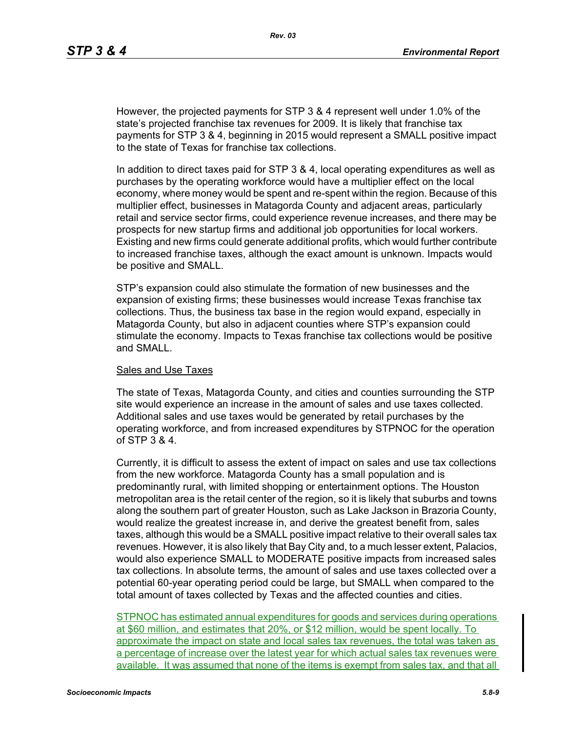However, the projected payments for STP 3 & 4 represent well under 1.0% of the state's projected franchise tax revenues for 2009. It is likely that franchise tax payments for STP 3 & 4, beginning in 2015 would represent a SMALL positive impact to the state of Texas for franchise tax collections.

In addition to direct taxes paid for STP 3 & 4, local operating expenditures as well as purchases by the operating workforce would have a multiplier effect on the local economy, where money would be spent and re-spent within the region. Because of this multiplier effect, businesses in Matagorda County and adjacent areas, particularly retail and service sector firms, could experience revenue increases, and there may be prospects for new startup firms and additional job opportunities for local workers. Existing and new firms could generate additional profits, which would further contribute to increased franchise taxes, although the exact amount is unknown. Impacts would be positive and SMALL.

STP's expansion could also stimulate the formation of new businesses and the expansion of existing firms; these businesses would increase Texas franchise tax collections. Thus, the business tax base in the region would expand, especially in Matagorda County, but also in adjacent counties where STP's expansion could stimulate the economy. Impacts to Texas franchise tax collections would be positive and SMALL.

Sales and Use Taxes

The state of Texas, Matagorda County, and cities and counties surrounding the STP site would experience an increase in the amount of sales and use taxes collected. Additional sales and use taxes would be generated by retail purchases by the operating workforce, and from increased expenditures by STPNOC for the operation of STP 3 & 4.

Currently, it is difficult to assess the extent of impact on sales and use tax collections from the new workforce. Matagorda County has a small population and is predominantly rural, with limited shopping or entertainment options. The Houston metropolitan area is the retail center of the region, so it is likely that suburbs and towns along the southern part of greater Houston, such as Lake Jackson in Brazoria County, would realize the greatest increase in, and derive the greatest benefit from, sales taxes, although this would be a SMALL positive impact relative to their overall sales tax revenues. However, it is also likely that Bay City and, to a much lesser extent, Palacios, would also experience SMALL to MODERATE positive impacts from increased sales tax collections. In absolute terms, the amount of sales and use taxes collected over a potential 60-year operating period could be large, but SMALL when compared to the total amount of taxes collected by Texas and the affected counties and cities.

STPNOC has estimated annual expenditures for goods and services during operations at $60 million, and estimates that 20%, or $12 million, would be spent locally. To approximate the impact on state and local sales tax revenues, the total was taken as a percentage of increase over the latest year for which actual sales tax revenues were available. It was assumed that none of the items is exempt from sales tax, and that all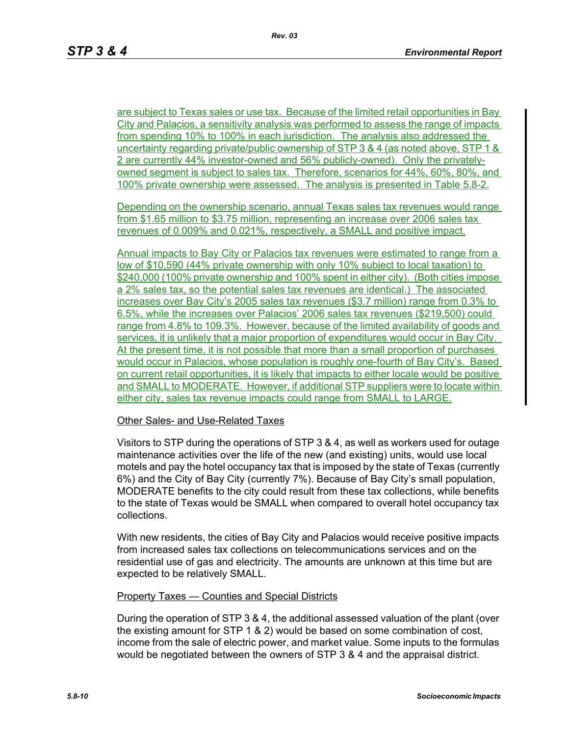are subject to Texas sales or use tax. Because of the limited retail opportunities in Bay City and Palacios, a sensitivity analysis was performed to assess the range of impacts from spending 10% to 100% in each jurisdiction. The analysis also addressed the uncertainty regarding private/public ownership of STP 3 & 4 (as noted above, STP 1 & 2 are currently 44% investor-owned and 56% publicly-owned). Only the privately-owned segment is subject to sales tax. Therefore, scenarios for 44%, 60%, 80%, and 100% private ownership were assessed. The analysis is presented in Table 5.8-2.

Depending on the ownership scenario, annual Texas sales tax revenues would range from $1.65 million to $3.75 million, representing an increase over 2006 sales tax revenues of 0.009% and 0.021%, respectively, a SMALL and positive impact.

Annual impacts to Bay City or Palacios tax revenues were estimated to range from a low of $10,590 (44% private ownership with only 10% subject to local taxation) to $240,000 (100% private ownership and 100% spent in either city). (Both cities impose a 2% sales tax, so the potential sales tax revenues are identical.) The associated increases over Bay City's 2005 sales tax revenues ($3.7 million) range from 0.3% to 6.5%, while the increases over Palacios' 2006 sales tax revenues ($219,500) could range from 4.8% to 109.3%. However, because of the limited availability of goods and services, it is unlikely that a major proportion of expenditures would occur in Bay City. At the present time, it is not possible that more than a small proportion of purchases would occur in Palacios, whose population is roughly one-fourth of Bay City's. Based on current retail opportunities, it is likely that impacts to either locale would be positive and SMALL to MODERATE. However, if additional STP suppliers were to locate within either city, sales tax revenue impacts could range from SMALL to LARGE.

Other Sales- and Use-Related Taxes

Visitors to STP during the operations of STP 3 & 4, as well as workers used for outage maintenance activities over the life of the new (and existing) units, would use local motels and pay the hotel occupancy tax that is imposed by the state of Texas (currently 6%) and the City of Bay City (currently 7%). Because of Bay City's small population, MODERATE benefits to the city could result from these tax collections, while benefits to the state of Texas would be SMALL when compared to overall hotel occupancy tax collections.

With new residents, the cities of Bay City and Palacios would receive positive impacts from increased sales tax collections on telecommunications services and on the residential use of gas and electricity. The amounts are unknown at this time but are expected to be relatively SMALL.

Property Taxes — Counties and Special Districts

During the operation of STP 3 & 4, the additional assessed valuation of the plant (over the existing amount for STP 1 & 2) would be based on some combination of cost, income from the sale of electric power, and market value. Some inputs to the formulas would be negotiated between the owners of STP 3 & 4 and the appraisal district.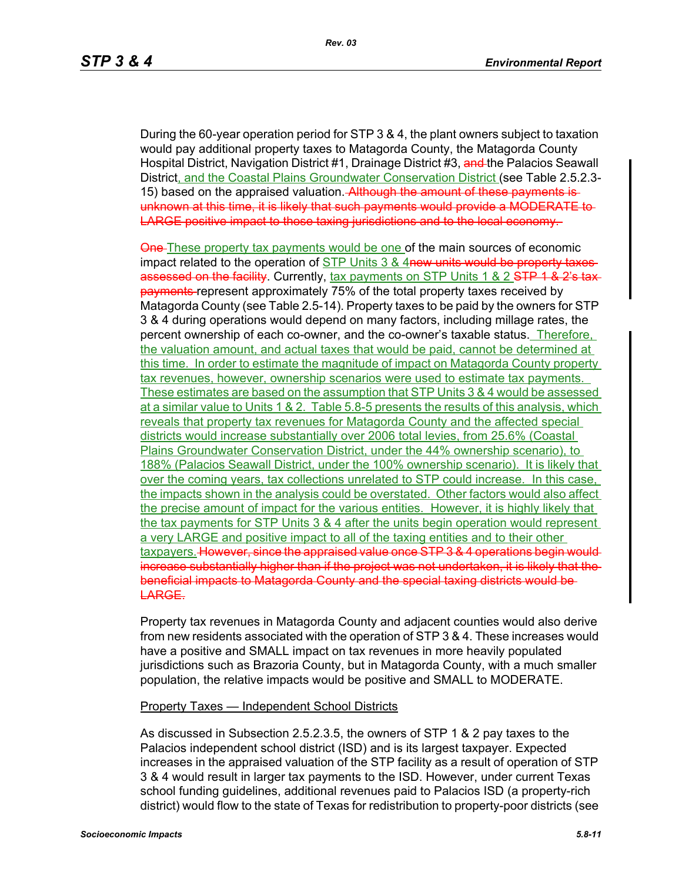During the 60-year operation period for STP 3 & 4, the plant owners subject to taxation would pay additional property taxes to Matagorda County, the Matagorda County Hospital District, Navigation District #1, Drainage District #3, ~~and~~ the Palacios Seawall District, and the Coastal Plains Groundwater Conservation District (see Table 2.5.2.3-15) based on the appraised valuation. ~~Although the amount of these payments is unknown at this time, it is likely that such payments would provide a MODERATE to LARGE positive impact to those taxing jurisdictions and to the local economy.~~

~~One~~ These property tax payments would be one of the main sources of economic impact related to the operation of STP Units 3 & 4~~new units would be property taxes assessed on the facility~~. Currently, tax payments on STP Units 1 & 2 ~~STP 1 & 2's tax payments~~ represent approximately 75% of the total property taxes received by Matagorda County (see Table 2.5-14). Property taxes to be paid by the owners for STP 3 & 4 during operations would depend on many factors, including millage rates, the percent ownership of each co-owner, and the co-owner's taxable status. Therefore, the valuation amount, and actual taxes that would be paid, cannot be determined at this time. In order to estimate the magnitude of impact on Matagorda County property tax revenues, however, ownership scenarios were used to estimate tax payments. These estimates are based on the assumption that STP Units 3 & 4 would be assessed at a similar value to Units 1 & 2. Table 5.8-5 presents the results of this analysis, which reveals that property tax revenues for Matagorda County and the affected special districts would increase substantially over 2006 total levies, from 25.6% (Coastal Plains Groundwater Conservation District, under the 44% ownership scenario), to 188% (Palacios Seawall District, under the 100% ownership scenario). It is likely that over the coming years, tax collections unrelated to STP could increase. In this case, the impacts shown in the analysis could be overstated. Other factors would also affect the precise amount of impact for the various entities. However, it is highly likely that the tax payments for STP Units 3 & 4 after the units begin operation would represent a very LARGE and positive impact to all of the taxing entities and to their other taxpayers. ~~However, since the appraised value once STP 3 & 4 operations begin would increase substantially higher than if the project was not undertaken, it is likely that the beneficial impacts to Matagorda County and the special taxing districts would be LARGE.~~

Property tax revenues in Matagorda County and adjacent counties would also derive from new residents associated with the operation of STP 3 & 4. These increases would have a positive and SMALL impact on tax revenues in more heavily populated jurisdictions such as Brazoria County, but in Matagorda County, with a much smaller population, the relative impacts would be positive and SMALL to MODERATE.

Property Taxes — Independent School Districts

As discussed in Subsection 2.5.2.3.5, the owners of STP 1 & 2 pay taxes to the Palacios independent school district (ISD) and is its largest taxpayer. Expected increases in the appraised valuation of the STP facility as a result of operation of STP 3 & 4 would result in larger tax payments to the ISD. However, under current Texas school funding guidelines, additional revenues paid to Palacios ISD (a property-rich district) would flow to the state of Texas for redistribution to property-poor districts (see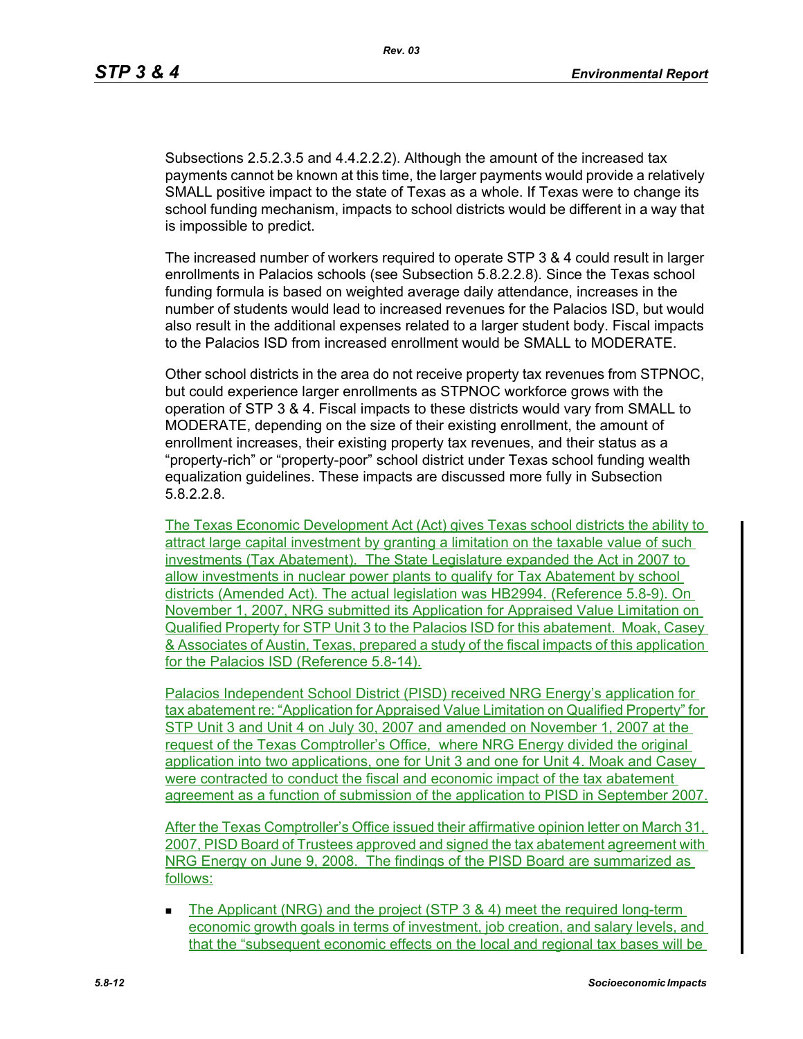Subsections 2.5.2.3.5 and 4.4.2.2.2). Although the amount of the increased tax payments cannot be known at this time, the larger payments would provide a relatively SMALL positive impact to the state of Texas as a whole. If Texas were to change its school funding mechanism, impacts to school districts would be different in a way that is impossible to predict.

The increased number of workers required to operate STP 3 & 4 could result in larger enrollments in Palacios schools (see Subsection 5.8.2.2.8). Since the Texas school funding formula is based on weighted average daily attendance, increases in the number of students would lead to increased revenues for the Palacios ISD, but would also result in the additional expenses related to a larger student body. Fiscal impacts to the Palacios ISD from increased enrollment would be SMALL to MODERATE.

Other school districts in the area do not receive property tax revenues from STPNOC, but could experience larger enrollments as STPNOC workforce grows with the operation of STP 3 & 4. Fiscal impacts to these districts would vary from SMALL to MODERATE, depending on the size of their existing enrollment, the amount of enrollment increases, their existing property tax revenues, and their status as a "property-rich" or "property-poor" school district under Texas school funding wealth equalization guidelines. These impacts are discussed more fully in Subsection 5.8.2.2.8.

The Texas Economic Development Act (Act) gives Texas school districts the ability to attract large capital investment by granting a limitation on the taxable value of such investments (Tax Abatement). The State Legislature expanded the Act in 2007 to allow investments in nuclear power plants to qualify for Tax Abatement by school districts (Amended Act). The actual legislation was HB2994. (Reference 5.8-9). On November 1, 2007, NRG submitted its Application for Appraised Value Limitation on Qualified Property for STP Unit 3 to the Palacios ISD for this abatement. Moak, Casey & Associates of Austin, Texas, prepared a study of the fiscal impacts of this application for the Palacios ISD (Reference 5.8-14).

Palacios Independent School District (PISD) received NRG Energy's application for tax abatement re: "Application for Appraised Value Limitation on Qualified Property" for STP Unit 3 and Unit 4 on July 30, 2007 and amended on November 1, 2007 at the request of the Texas Comptroller's Office, where NRG Energy divided the original application into two applications, one for Unit 3 and one for Unit 4. Moak and Casey were contracted to conduct the fiscal and economic impact of the tax abatement agreement as a function of submission of the application to PISD in September 2007.

After the Texas Comptroller's Office issued their affirmative opinion letter on March 31, 2007, PISD Board of Trustees approved and signed the tax abatement agreement with NRG Energy on June 9, 2008. The findings of the PISD Board are summarized as follows:

- The Applicant (NRG) and the project (STP 3 & 4) meet the required long-term economic growth goals in terms of investment, job creation, and salary levels, and that the "subsequent economic effects on the local and regional tax bases will be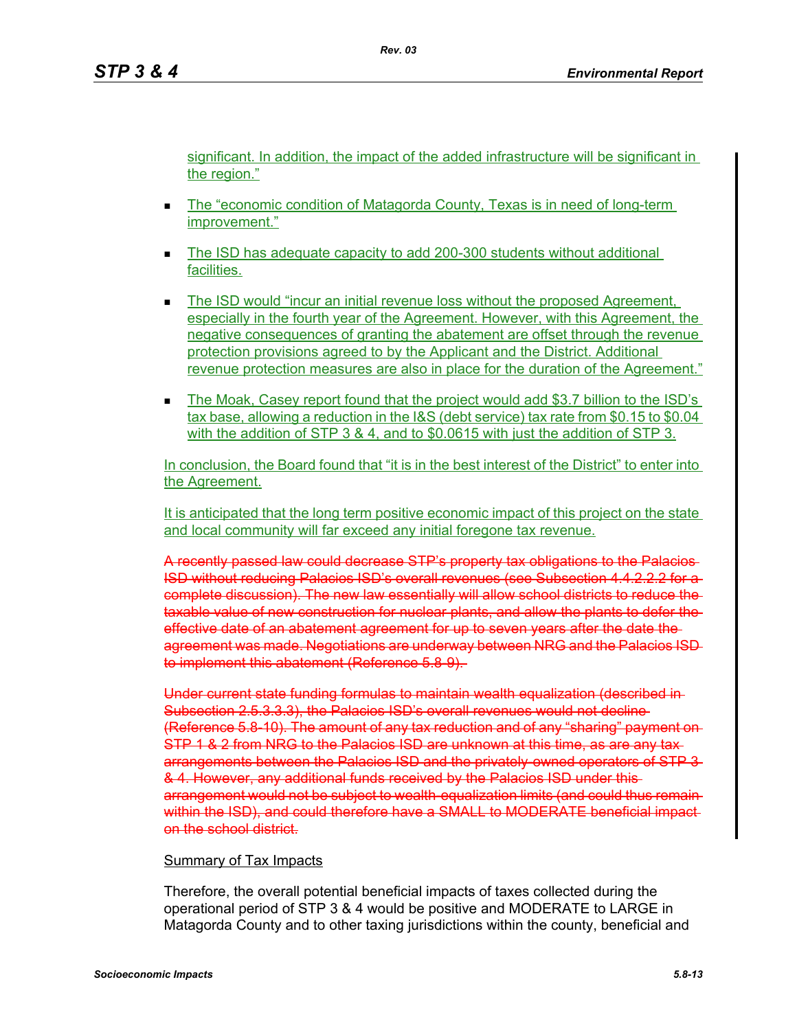significant. In addition, the impact of the added infrastructure will be significant in the region."

- The "economic condition of Matagorda County, Texas is in need of long-term improvement."
- The ISD has adequate capacity to add 200-300 students without additional facilities.
- The ISD would "incur an initial revenue loss without the proposed Agreement, especially in the fourth year of the Agreement. However, with this Agreement, the negative consequences of granting the abatement are offset through the revenue protection provisions agreed to by the Applicant and the District. Additional revenue protection measures are also in place for the duration of the Agreement."
- The Moak, Casey report found that the project would add $3.7 billion to the ISD's tax base, allowing a reduction in the I&S (debt service) tax rate from $0.15 to $0.04 with the addition of STP 3 & 4, and to $0.0615 with just the addition of STP 3.

In conclusion, the Board found that "it is in the best interest of the District" to enter into the Agreement.

It is anticipated that the long term positive economic impact of this project on the state and local community will far exceed any initial foregone tax revenue.

~~A recently passed law could decrease STP's property tax obligations to the Palacios ISD without reducing Palacios ISD's overall revenues (see Subsection 4.4.2.2.2 for a complete discussion). The new law essentially will allow school districts to reduce the taxable value of new construction for nuclear plants, and allow the plants to defer the effective date of an abatement agreement for up to seven years after the date the agreement was made. Negotiations are underway between NRG and the Palacios ISD to implement this abatement (Reference 5.8-9).~~

~~Under current state funding formulas to maintain wealth equalization (described in Subsection 2.5.3.3.3), the Palacios ISD's overall revenues would not decline (Reference 5.8-10). The amount of any tax reduction and of any "sharing" payment on STP 1 & 2 from NRG to the Palacios ISD are unknown at this time, as are any tax arrangements between the Palacios ISD and the privately-owned operators of STP 3 & 4. However, any additional funds received by the Palacios ISD under this arrangement would not be subject to wealth-equalization limits (and could thus remain within the ISD), and could therefore have a SMALL to MODERATE beneficial impact on the school district.~~

Summary of Tax Impacts

Therefore, the overall potential beneficial impacts of taxes collected during the operational period of STP 3 & 4 would be positive and MODERATE to LARGE in Matagorda County and to other taxing jurisdictions within the county, beneficial and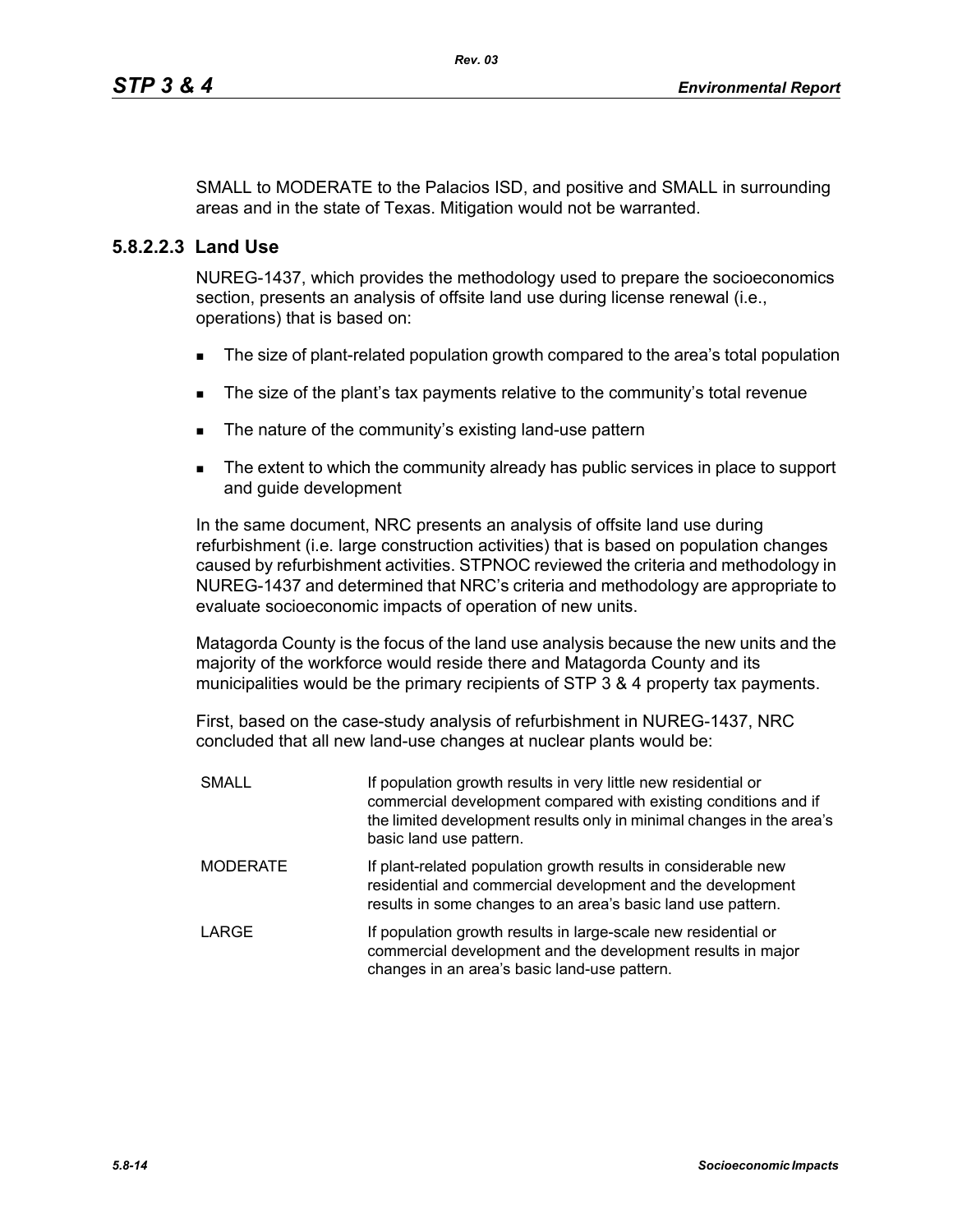SMALL to MODERATE to the Palacios ISD, and positive and SMALL in surrounding areas and in the state of Texas. Mitigation would not be warranted.

### 5.8.2.2.3 Land Use

NUREG-1437, which provides the methodology used to prepare the socioeconomics section, presents an analysis of offsite land use during license renewal (i.e., operations) that is based on:

- The size of plant-related population growth compared to the area's total population
- The size of the plant's tax payments relative to the community's total revenue
- The nature of the community's existing land-use pattern
- The extent to which the community already has public services in place to support and guide development

In the same document, NRC presents an analysis of offsite land use during refurbishment (i.e. large construction activities) that is based on population changes caused by refurbishment activities. STPNOC reviewed the criteria and methodology in NUREG-1437 and determined that NRC's criteria and methodology are appropriate to evaluate socioeconomic impacts of operation of new units.

Matagorda County is the focus of the land use analysis because the new units and the majority of the workforce would reside there and Matagorda County and its municipalities would be the primary recipients of STP 3 & 4 property tax payments.

First, based on the case-study analysis of refurbishment in NUREG-1437, NRC concluded that all new land-use changes at nuclear plants would be:

| | |
|---|---|
| SMALL | If population growth results in very little new residential or commercial development compared with existing conditions and if the limited development results only in minimal changes in the area's basic land use pattern. |
| MODERATE | If plant-related population growth results in considerable new residential and commercial development and the development results in some changes to an area's basic land use pattern. |
| LARGE | If population growth results in large-scale new residential or commercial development and the development results in major changes in an area's basic land-use pattern. |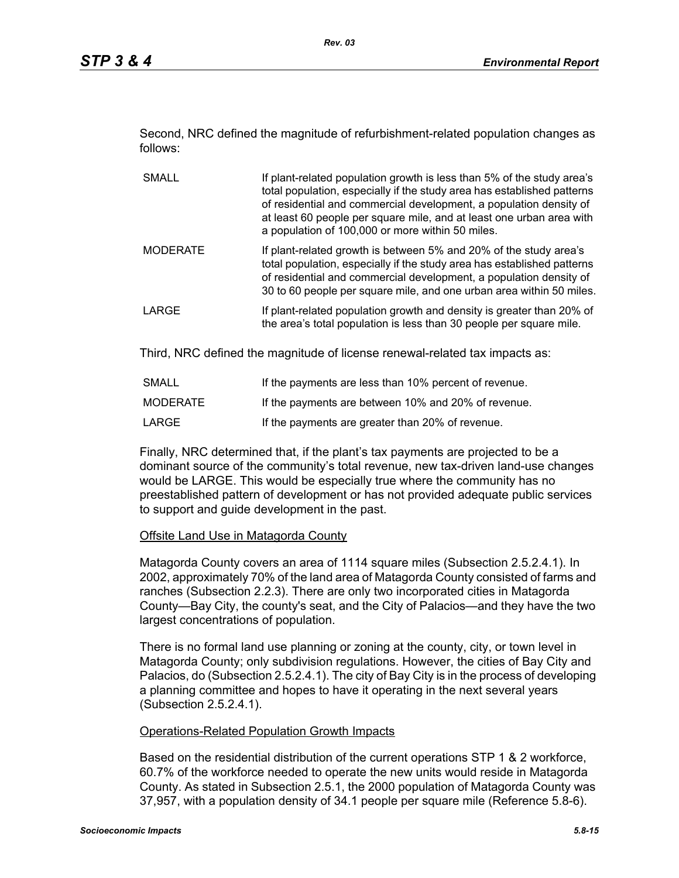Second, NRC defined the magnitude of refurbishment-related population changes as follows:

| | |
|---|---|
| SMALL | If plant-related population growth is less than 5% of the study area's total population, especially if the study area has established patterns of residential and commercial development, a population density of at least 60 people per square mile, and at least one urban area with a population of 100,000 or more within 50 miles. |
| MODERATE | If plant-related growth is between 5% and 20% of the study area's total population, especially if the study area has established patterns of residential and commercial development, a population density of 30 to 60 people per square mile, and one urban area within 50 miles. |
| LARGE | If plant-related population growth and density is greater than 20% of the area's total population is less than 30 people per square mile. |

Third, NRC defined the magnitude of license renewal-related tax impacts as:

| | |
|---|---|
| SMALL | If the payments are less than 10% percent of revenue. |
| MODERATE | If the payments are between 10% and 20% of revenue. |
| LARGE | If the payments are greater than 20% of revenue. |

Finally, NRC determined that, if the plant's tax payments are projected to be a dominant source of the community's total revenue, new tax-driven land-use changes would be LARGE. This would be especially true where the community has no preestablished pattern of development or has not provided adequate public services to support and guide development in the past.

Offsite Land Use in Matagorda County

Matagorda County covers an area of 1114 square miles (Subsection 2.5.2.4.1). In 2002, approximately 70% of the land area of Matagorda County consisted of farms and ranches (Subsection 2.2.3). There are only two incorporated cities in Matagorda County—Bay City, the county's seat, and the City of Palacios—and they have the two largest concentrations of population.

There is no formal land use planning or zoning at the county, city, or town level in Matagorda County; only subdivision regulations. However, the cities of Bay City and Palacios, do (Subsection 2.5.2.4.1). The city of Bay City is in the process of developing a planning committee and hopes to have it operating in the next several years (Subsection 2.5.2.4.1).

Operations-Related Population Growth Impacts

Based on the residential distribution of the current operations STP 1 & 2 workforce, 60.7% of the workforce needed to operate the new units would reside in Matagorda County. As stated in Subsection 2.5.1, the 2000 population of Matagorda County was 37,957, with a population density of 34.1 people per square mile (Reference 5.8-6).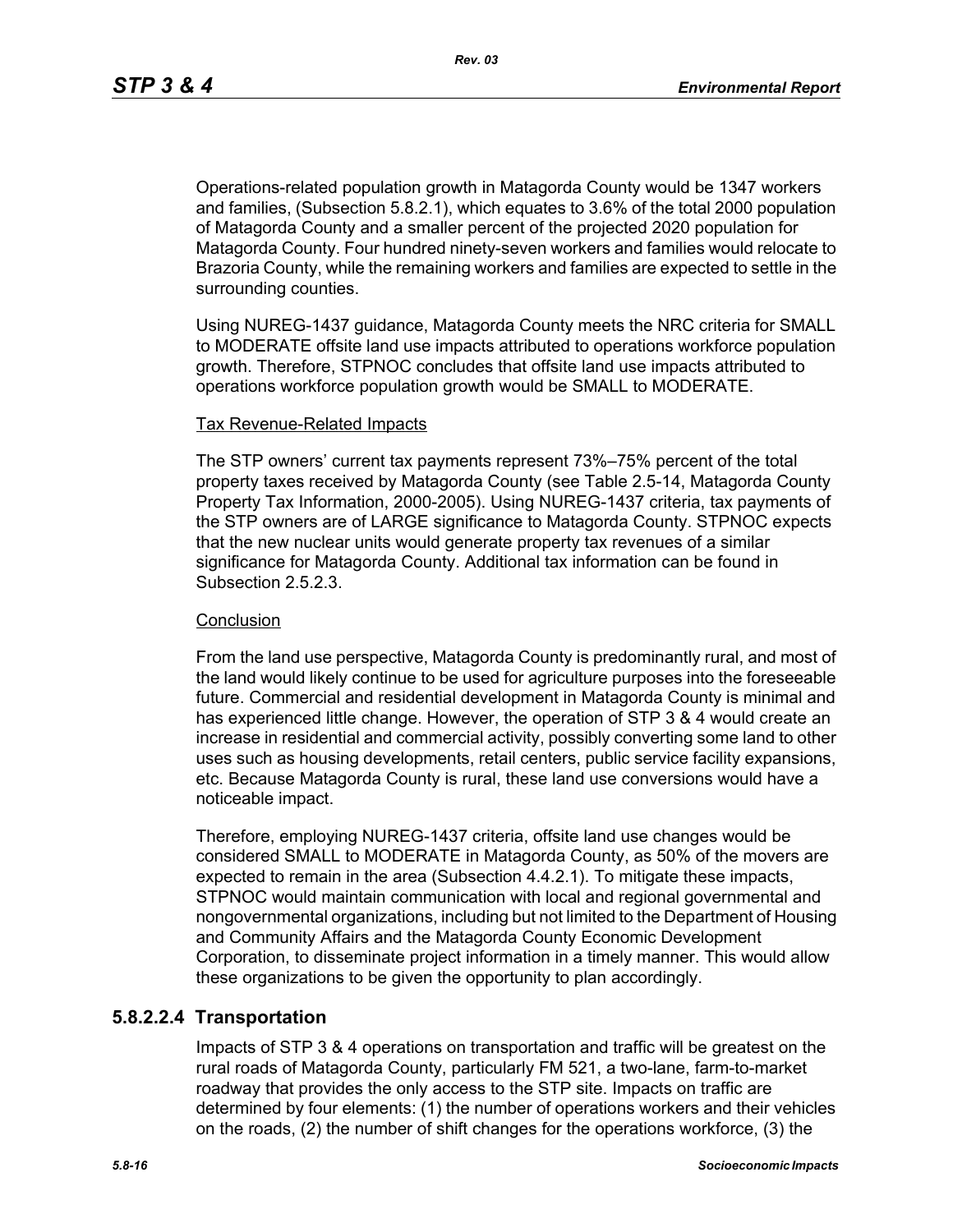Operations-related population growth in Matagorda County would be 1347 workers and families, (Subsection 5.8.2.1), which equates to 3.6% of the total 2000 population of Matagorda County and a smaller percent of the projected 2020 population for Matagorda County. Four hundred ninety-seven workers and families would relocate to Brazoria County, while the remaining workers and families are expected to settle in the surrounding counties.

Using NUREG-1437 guidance, Matagorda County meets the NRC criteria for SMALL to MODERATE offsite land use impacts attributed to operations workforce population growth. Therefore, STPNOC concludes that offsite land use impacts attributed to operations workforce population growth would be SMALL to MODERATE.

Tax Revenue-Related Impacts

The STP owners' current tax payments represent 73%–75% percent of the total property taxes received by Matagorda County (see Table 2.5-14, Matagorda County Property Tax Information, 2000-2005). Using NUREG-1437 criteria, tax payments of the STP owners are of LARGE significance to Matagorda County. STPNOC expects that the new nuclear units would generate property tax revenues of a similar significance for Matagorda County. Additional tax information can be found in Subsection 2.5.2.3.

Conclusion

From the land use perspective, Matagorda County is predominantly rural, and most of the land would likely continue to be used for agriculture purposes into the foreseeable future. Commercial and residential development in Matagorda County is minimal and has experienced little change. However, the operation of STP 3 & 4 would create an increase in residential and commercial activity, possibly converting some land to other uses such as housing developments, retail centers, public service facility expansions, etc. Because Matagorda County is rural, these land use conversions would have a noticeable impact.

Therefore, employing NUREG-1437 criteria, offsite land use changes would be considered SMALL to MODERATE in Matagorda County, as 50% of the movers are expected to remain in the area (Subsection 4.4.2.1). To mitigate these impacts, STPNOC would maintain communication with local and regional governmental and nongovernmental organizations, including but not limited to the Department of Housing and Community Affairs and the Matagorda County Economic Development Corporation, to disseminate project information in a timely manner. This would allow these organizations to be given the opportunity to plan accordingly.

#### 5.8.2.2.4 Transportation

Impacts of STP 3 & 4 operations on transportation and traffic will be greatest on the rural roads of Matagorda County, particularly FM 521, a two-lane, farm-to-market roadway that provides the only access to the STP site. Impacts on traffic are determined by four elements: (1) the number of operations workers and their vehicles on the roads, (2) the number of shift changes for the operations workforce, (3) the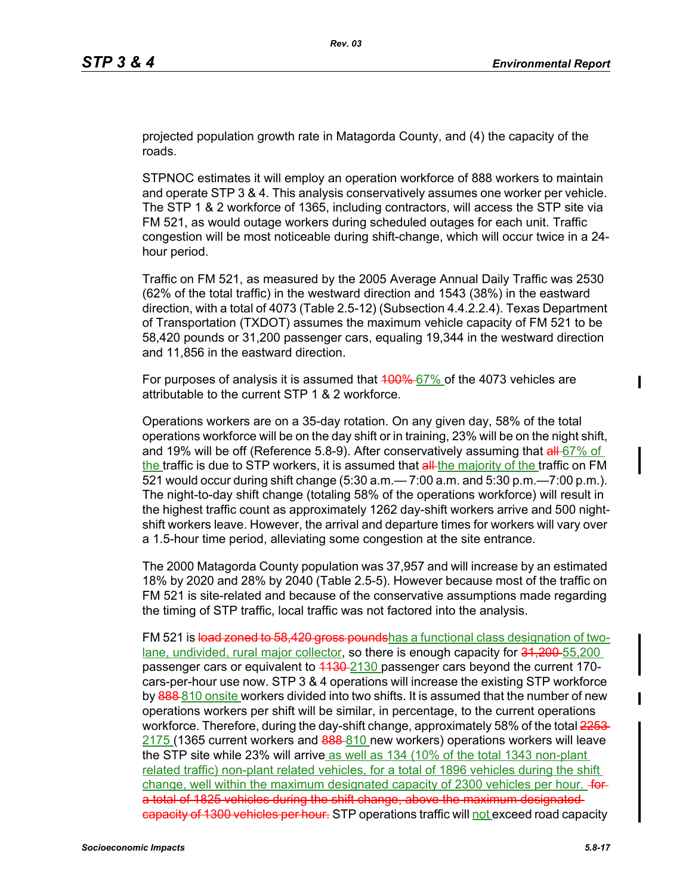projected population growth rate in Matagorda County, and (4) the capacity of the roads.

STPNOC estimates it will employ an operation workforce of 888 workers to maintain and operate STP 3 & 4. This analysis conservatively assumes one worker per vehicle. The STP 1 & 2 workforce of 1365, including contractors, will access the STP site via FM 521, as would outage workers during scheduled outages for each unit. Traffic congestion will be most noticeable during shift-change, which will occur twice in a 24-hour period.

Traffic on FM 521, as measured by the 2005 Average Annual Daily Traffic was 2530 (62% of the total traffic) in the westward direction and 1543 (38%) in the eastward direction, with a total of 4073 (Table 2.5-12) (Subsection 4.4.2.2.4). Texas Department of Transportation (TXDOT) assumes the maximum vehicle capacity of FM 521 to be 58,420 pounds or 31,200 passenger cars, equaling 19,344 in the westward direction and 11,856 in the eastward direction.

For purposes of analysis it is assumed that ~~100%~~ 67% of the 4073 vehicles are attributable to the current STP 1 & 2 workforce.

Operations workers are on a 35-day rotation. On any given day, 58% of the total operations workforce will be on the day shift or in training, 23% will be on the night shift, and 19% will be off (Reference 5.8-9). After conservatively assuming that ~~all~~ 67% of the traffic is due to STP workers, it is assumed that ~~all~~ the majority of the traffic on FM 521 would occur during shift change (5:30 a.m.— 7:00 a.m. and 5:30 p.m.—7:00 p.m.). The night-to-day shift change (totaling 58% of the operations workforce) will result in the highest traffic count as approximately 1262 day-shift workers arrive and 500 night-shift workers leave. However, the arrival and departure times for workers will vary over a 1.5-hour time period, alleviating some congestion at the site entrance.

The 2000 Matagorda County population was 37,957 and will increase by an estimated 18% by 2020 and 28% by 2040 (Table 2.5-5). However because most of the traffic on FM 521 is site-related and because of the conservative assumptions made regarding the timing of STP traffic, local traffic was not factored into the analysis.

FM 521 is ~~load zoned to 58,420 gross pounds~~has a functional class designation of two-lane, undivided, rural major collector, so there is enough capacity for ~~31,200~~ 55,200 passenger cars or equivalent to ~~1130~~ 2130 passenger cars beyond the current 170-cars-per-hour use now. STP 3 & 4 operations will increase the existing STP workforce by ~~888~~ 810 onsite workers divided into two shifts. It is assumed that the number of new operations workers per shift will be similar, in percentage, to the current operations workforce. Therefore, during the day-shift change, approximately 58% of the total ~~2253~~ 2175 (1365 current workers and ~~888~~ 810 new workers) operations workers will leave the STP site while 23% will arrive as well as 134 (10% of the total 1343 non-plant related traffic) non-plant related vehicles, for a total of 1896 vehicles during the shift change, well within the maximum designated capacity of 2300 vehicles per hour. ~~for a total of 1825 vehicles during the shift change, above the maximum designated capacity of 1300 vehicles per hour.~~ STP operations traffic will not exceed road capacity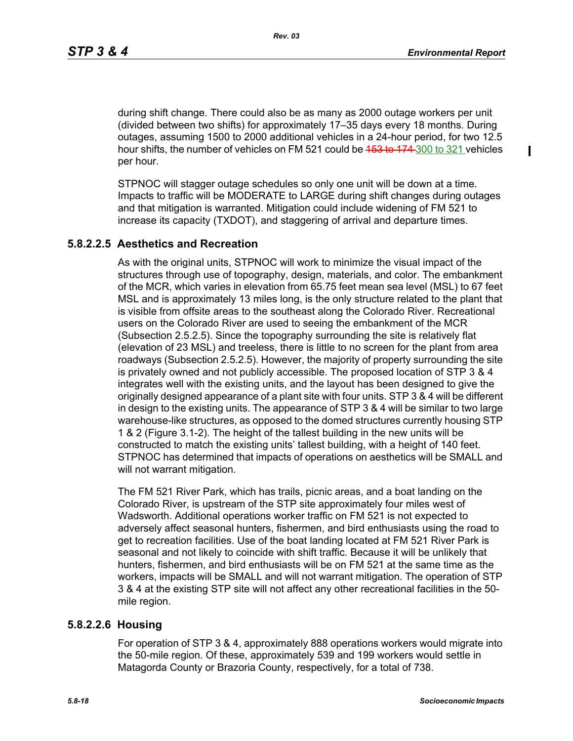during shift change. There could also be as many as 2000 outage workers per unit (divided between two shifts) for approximately 17–35 days every 18 months. During outages, assuming 1500 to 2000 additional vehicles in a 24-hour period, for two 12.5 hour shifts, the number of vehicles on FM 521 could be ~~153 to 174~~ 300 to 321 vehicles per hour.

STPNOC will stagger outage schedules so only one unit will be down at a time. Impacts to traffic will be MODERATE to LARGE during shift changes during outages and that mitigation is warranted. Mitigation could include widening of FM 521 to increase its capacity (TXDOT), and staggering of arrival and departure times.

#### 5.8.2.2.5 Aesthetics and Recreation

As with the original units, STPNOC will work to minimize the visual impact of the structures through use of topography, design, materials, and color. The embankment of the MCR, which varies in elevation from 65.75 feet mean sea level (MSL) to 67 feet MSL and is approximately 13 miles long, is the only structure related to the plant that is visible from offsite areas to the southeast along the Colorado River. Recreational users on the Colorado River are used to seeing the embankment of the MCR (Subsection 2.5.2.5). Since the topography surrounding the site is relatively flat (elevation of 23 MSL) and treeless, there is little to no screen for the plant from area roadways (Subsection 2.5.2.5). However, the majority of property surrounding the site is privately owned and not publicly accessible. The proposed location of STP 3 & 4 integrates well with the existing units, and the layout has been designed to give the originally designed appearance of a plant site with four units. STP 3 & 4 will be different in design to the existing units. The appearance of STP 3 & 4 will be similar to two large warehouse-like structures, as opposed to the domed structures currently housing STP 1 & 2 (Figure 3.1-2). The height of the tallest building in the new units will be constructed to match the existing units' tallest building, with a height of 140 feet. STPNOC has determined that impacts of operations on aesthetics will be SMALL and will not warrant mitigation.

The FM 521 River Park, which has trails, picnic areas, and a boat landing on the Colorado River, is upstream of the STP site approximately four miles west of Wadsworth. Additional operations worker traffic on FM 521 is not expected to adversely affect seasonal hunters, fishermen, and bird enthusiasts using the road to get to recreation facilities. Use of the boat landing located at FM 521 River Park is seasonal and not likely to coincide with shift traffic. Because it will be unlikely that hunters, fishermen, and bird enthusiasts will be on FM 521 at the same time as the workers, impacts will be SMALL and will not warrant mitigation. The operation of STP 3 & 4 at the existing STP site will not affect any other recreational facilities in the 50-mile region.

#### 5.8.2.2.6 Housing

For operation of STP 3 & 4, approximately 888 operations workers would migrate into the 50-mile region. Of these, approximately 539 and 199 workers would settle in Matagorda County or Brazoria County, respectively, for a total of 738.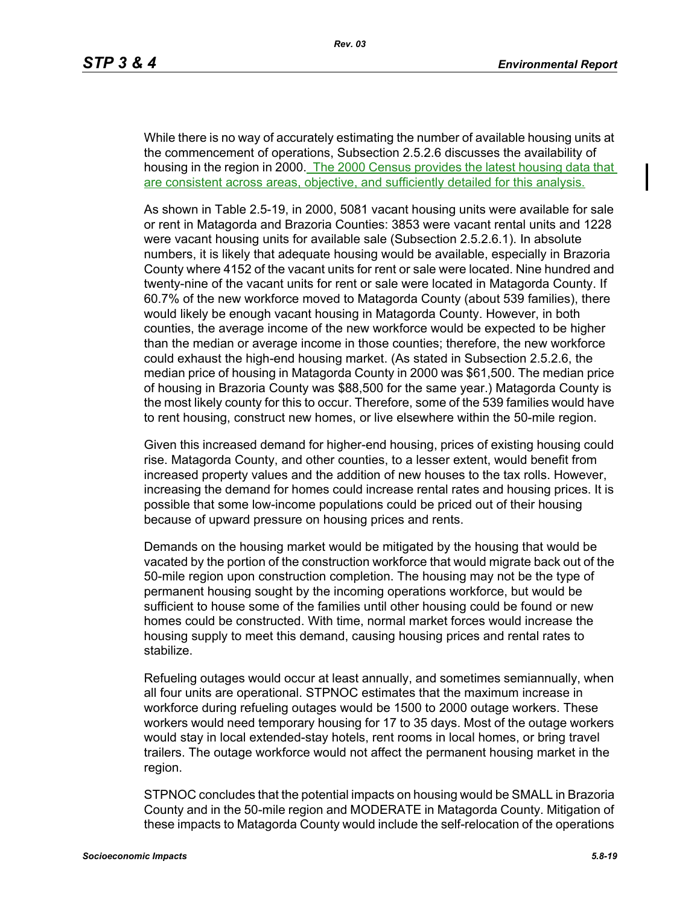While there is no way of accurately estimating the number of available housing units at the commencement of operations, Subsection 2.5.2.6 discusses the availability of housing in the region in 2000. The 2000 Census provides the latest housing data that are consistent across areas, objective, and sufficiently detailed for this analysis.

As shown in Table 2.5-19, in 2000, 5081 vacant housing units were available for sale or rent in Matagorda and Brazoria Counties: 3853 were vacant rental units and 1228 were vacant housing units for available sale (Subsection 2.5.2.6.1). In absolute numbers, it is likely that adequate housing would be available, especially in Brazoria County where 4152 of the vacant units for rent or sale were located. Nine hundred and twenty-nine of the vacant units for rent or sale were located in Matagorda County. If 60.7% of the new workforce moved to Matagorda County (about 539 families), there would likely be enough vacant housing in Matagorda County. However, in both counties, the average income of the new workforce would be expected to be higher than the median or average income in those counties; therefore, the new workforce could exhaust the high-end housing market. (As stated in Subsection 2.5.2.6, the median price of housing in Matagorda County in 2000 was $61,500. The median price of housing in Brazoria County was $88,500 for the same year.) Matagorda County is the most likely county for this to occur. Therefore, some of the 539 families would have to rent housing, construct new homes, or live elsewhere within the 50-mile region.

Given this increased demand for higher-end housing, prices of existing housing could rise. Matagorda County, and other counties, to a lesser extent, would benefit from increased property values and the addition of new houses to the tax rolls. However, increasing the demand for homes could increase rental rates and housing prices. It is possible that some low-income populations could be priced out of their housing because of upward pressure on housing prices and rents.

Demands on the housing market would be mitigated by the housing that would be vacated by the portion of the construction workforce that would migrate back out of the 50-mile region upon construction completion. The housing may not be the type of permanent housing sought by the incoming operations workforce, but would be sufficient to house some of the families until other housing could be found or new homes could be constructed. With time, normal market forces would increase the housing supply to meet this demand, causing housing prices and rental rates to stabilize.

Refueling outages would occur at least annually, and sometimes semiannually, when all four units are operational. STPNOC estimates that the maximum increase in workforce during refueling outages would be 1500 to 2000 outage workers. These workers would need temporary housing for 17 to 35 days. Most of the outage workers would stay in local extended-stay hotels, rent rooms in local homes, or bring travel trailers. The outage workforce would not affect the permanent housing market in the region.

STPNOC concludes that the potential impacts on housing would be SMALL in Brazoria County and in the 50-mile region and MODERATE in Matagorda County. Mitigation of these impacts to Matagorda County would include the self-relocation of the operations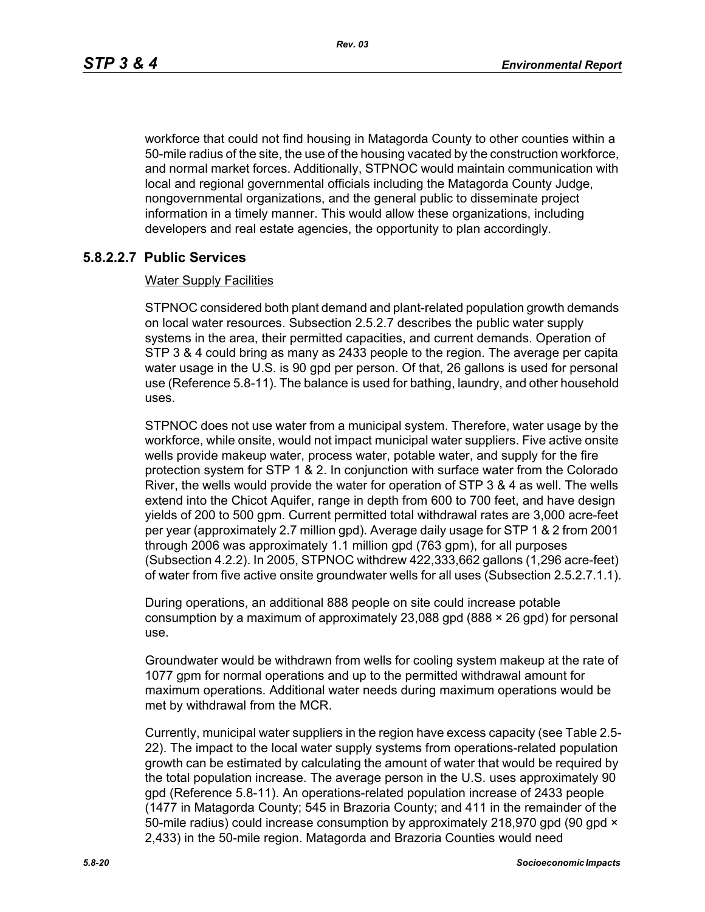workforce that could not find housing in Matagorda County to other counties within a 50-mile radius of the site, the use of the housing vacated by the construction workforce, and normal market forces. Additionally, STPNOC would maintain communication with local and regional governmental officials including the Matagorda County Judge, nongovernmental organizations, and the general public to disseminate project information in a timely manner. This would allow these organizations, including developers and real estate agencies, the opportunity to plan accordingly.

### 5.8.2.2.7 Public Services

Water Supply Facilities

STPNOC considered both plant demand and plant-related population growth demands on local water resources. Subsection 2.5.2.7 describes the public water supply systems in the area, their permitted capacities, and current demands. Operation of STP 3 & 4 could bring as many as 2433 people to the region. The average per capita water usage in the U.S. is 90 gpd per person. Of that, 26 gallons is used for personal use (Reference 5.8-11). The balance is used for bathing, laundry, and other household uses.

STPNOC does not use water from a municipal system. Therefore, water usage by the workforce, while onsite, would not impact municipal water suppliers. Five active onsite wells provide makeup water, process water, potable water, and supply for the fire protection system for STP 1 & 2. In conjunction with surface water from the Colorado River, the wells would provide the water for operation of STP 3 & 4 as well. The wells extend into the Chicot Aquifer, range in depth from 600 to 700 feet, and have design yields of 200 to 500 gpm. Current permitted total withdrawal rates are 3,000 acre-feet per year (approximately 2.7 million gpd). Average daily usage for STP 1 & 2 from 2001 through 2006 was approximately 1.1 million gpd (763 gpm), for all purposes (Subsection 4.2.2). In 2005, STPNOC withdrew 422,333,662 gallons (1,296 acre-feet) of water from five active onsite groundwater wells for all uses (Subsection 2.5.2.7.1.1).

During operations, an additional 888 people on site could increase potable consumption by a maximum of approximately 23,088 gpd (888 × 26 gpd) for personal use.

Groundwater would be withdrawn from wells for cooling system makeup at the rate of 1077 gpm for normal operations and up to the permitted withdrawal amount for maximum operations. Additional water needs during maximum operations would be met by withdrawal from the MCR.

Currently, municipal water suppliers in the region have excess capacity (see Table 2.5-22). The impact to the local water supply systems from operations-related population growth can be estimated by calculating the amount of water that would be required by the total population increase. The average person in the U.S. uses approximately 90 gpd (Reference 5.8-11). An operations-related population increase of 2433 people (1477 in Matagorda County; 545 in Brazoria County; and 411 in the remainder of the 50-mile radius) could increase consumption by approximately 218,970 gpd (90 gpd × 2,433) in the 50-mile region. Matagorda and Brazoria Counties would need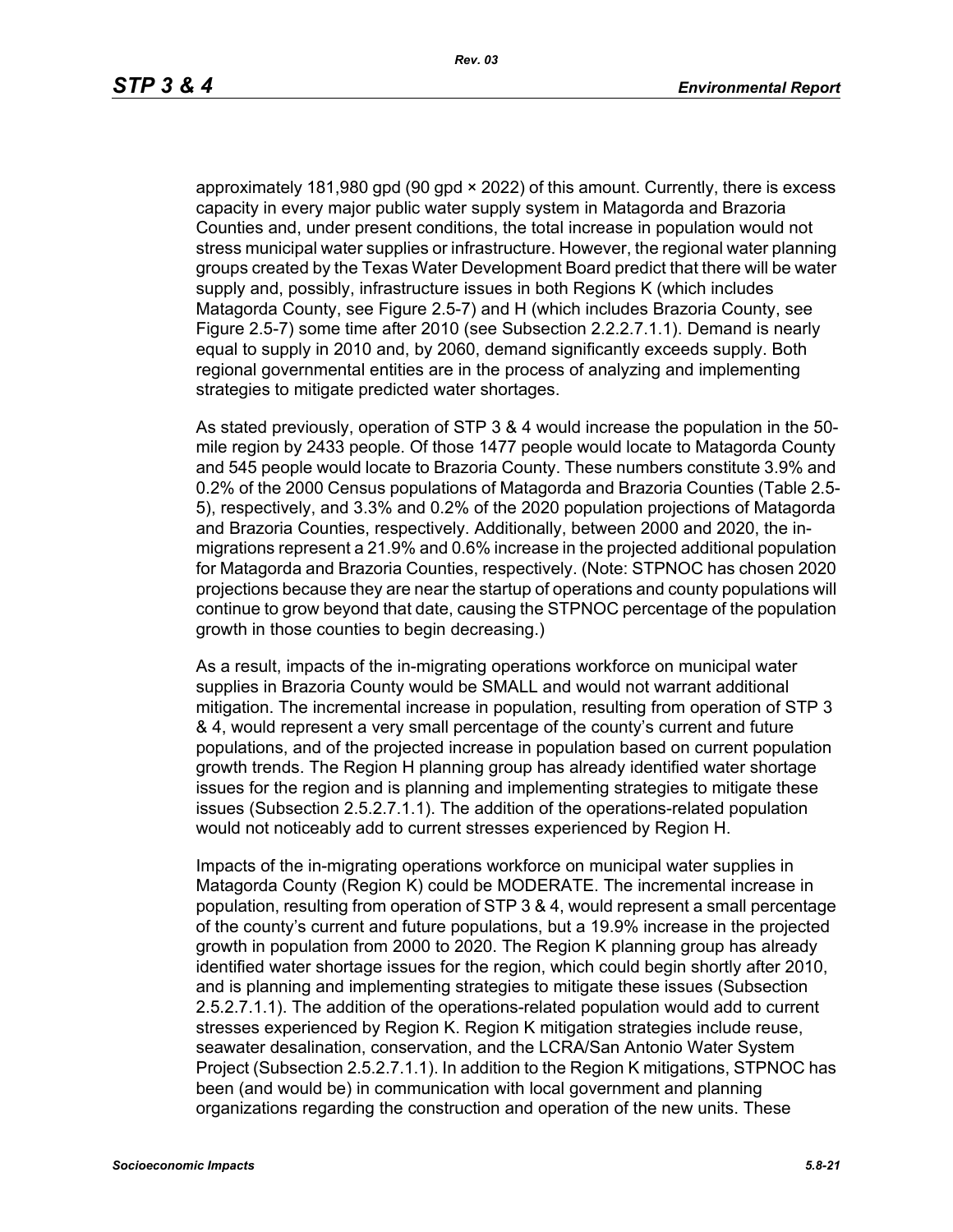approximately 181,980 gpd (90 gpd × 2022) of this amount. Currently, there is excess capacity in every major public water supply system in Matagorda and Brazoria Counties and, under present conditions, the total increase in population would not stress municipal water supplies or infrastructure. However, the regional water planning groups created by the Texas Water Development Board predict that there will be water supply and, possibly, infrastructure issues in both Regions K (which includes Matagorda County, see Figure 2.5-7) and H (which includes Brazoria County, see Figure 2.5-7) some time after 2010 (see Subsection 2.2.2.7.1.1). Demand is nearly equal to supply in 2010 and, by 2060, demand significantly exceeds supply. Both regional governmental entities are in the process of analyzing and implementing strategies to mitigate predicted water shortages.

As stated previously, operation of STP 3 & 4 would increase the population in the 50-mile region by 2433 people. Of those 1477 people would locate to Matagorda County and 545 people would locate to Brazoria County. These numbers constitute 3.9% and 0.2% of the 2000 Census populations of Matagorda and Brazoria Counties (Table 2.5-5), respectively, and 3.3% and 0.2% of the 2020 population projections of Matagorda and Brazoria Counties, respectively. Additionally, between 2000 and 2020, the in-migrations represent a 21.9% and 0.6% increase in the projected additional population for Matagorda and Brazoria Counties, respectively. (Note: STPNOC has chosen 2020 projections because they are near the startup of operations and county populations will continue to grow beyond that date, causing the STPNOC percentage of the population growth in those counties to begin decreasing.)

As a result, impacts of the in-migrating operations workforce on municipal water supplies in Brazoria County would be SMALL and would not warrant additional mitigation. The incremental increase in population, resulting from operation of STP 3 & 4, would represent a very small percentage of the county's current and future populations, and of the projected increase in population based on current population growth trends. The Region H planning group has already identified water shortage issues for the region and is planning and implementing strategies to mitigate these issues (Subsection 2.5.2.7.1.1). The addition of the operations-related population would not noticeably add to current stresses experienced by Region H.

Impacts of the in-migrating operations workforce on municipal water supplies in Matagorda County (Region K) could be MODERATE. The incremental increase in population, resulting from operation of STP 3 & 4, would represent a small percentage of the county's current and future populations, but a 19.9% increase in the projected growth in population from 2000 to 2020. The Region K planning group has already identified water shortage issues for the region, which could begin shortly after 2010, and is planning and implementing strategies to mitigate these issues (Subsection 2.5.2.7.1.1). The addition of the operations-related population would add to current stresses experienced by Region K. Region K mitigation strategies include reuse, seawater desalination, conservation, and the LCRA/San Antonio Water System Project (Subsection 2.5.2.7.1.1). In addition to the Region K mitigations, STPNOC has been (and would be) in communication with local government and planning organizations regarding the construction and operation of the new units. These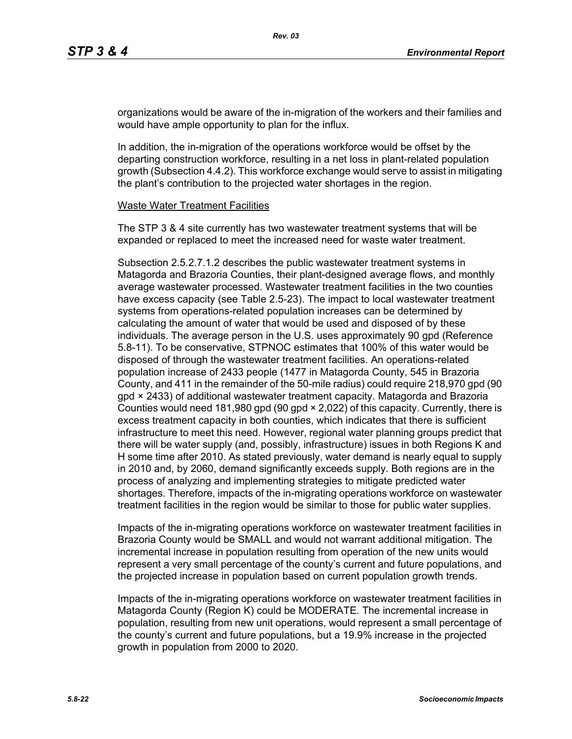organizations would be aware of the in-migration of the workers and their families and would have ample opportunity to plan for the influx.

In addition, the in-migration of the operations workforce would be offset by the departing construction workforce, resulting in a net loss in plant-related population growth (Subsection 4.4.2). This workforce exchange would serve to assist in mitigating the plant's contribution to the projected water shortages in the region.

Waste Water Treatment Facilities

The STP 3 & 4 site currently has two wastewater treatment systems that will be expanded or replaced to meet the increased need for waste water treatment.

Subsection 2.5.2.7.1.2 describes the public wastewater treatment systems in Matagorda and Brazoria Counties, their plant-designed average flows, and monthly average wastewater processed. Wastewater treatment facilities in the two counties have excess capacity (see Table 2.5-23). The impact to local wastewater treatment systems from operations-related population increases can be determined by calculating the amount of water that would be used and disposed of by these individuals. The average person in the U.S. uses approximately 90 gpd (Reference 5.8-11). To be conservative, STPNOC estimates that 100% of this water would be disposed of through the wastewater treatment facilities. An operations-related population increase of 2433 people (1477 in Matagorda County, 545 in Brazoria County, and 411 in the remainder of the 50-mile radius) could require 218,970 gpd (90 gpd × 2433) of additional wastewater treatment capacity. Matagorda and Brazoria Counties would need 181,980 gpd (90 gpd × 2,022) of this capacity. Currently, there is excess treatment capacity in both counties, which indicates that there is sufficient infrastructure to meet this need. However, regional water planning groups predict that there will be water supply (and, possibly, infrastructure) issues in both Regions K and H some time after 2010. As stated previously, water demand is nearly equal to supply in 2010 and, by 2060, demand significantly exceeds supply. Both regions are in the process of analyzing and implementing strategies to mitigate predicted water shortages. Therefore, impacts of the in-migrating operations workforce on wastewater treatment facilities in the region would be similar to those for public water supplies.

Impacts of the in-migrating operations workforce on wastewater treatment facilities in Brazoria County would be SMALL and would not warrant additional mitigation. The incremental increase in population resulting from operation of the new units would represent a very small percentage of the county's current and future populations, and the projected increase in population based on current population growth trends.

Impacts of the in-migrating operations workforce on wastewater treatment facilities in Matagorda County (Region K) could be MODERATE. The incremental increase in population, resulting from new unit operations, would represent a small percentage of the county's current and future populations, but a 19.9% increase in the projected growth in population from 2000 to 2020.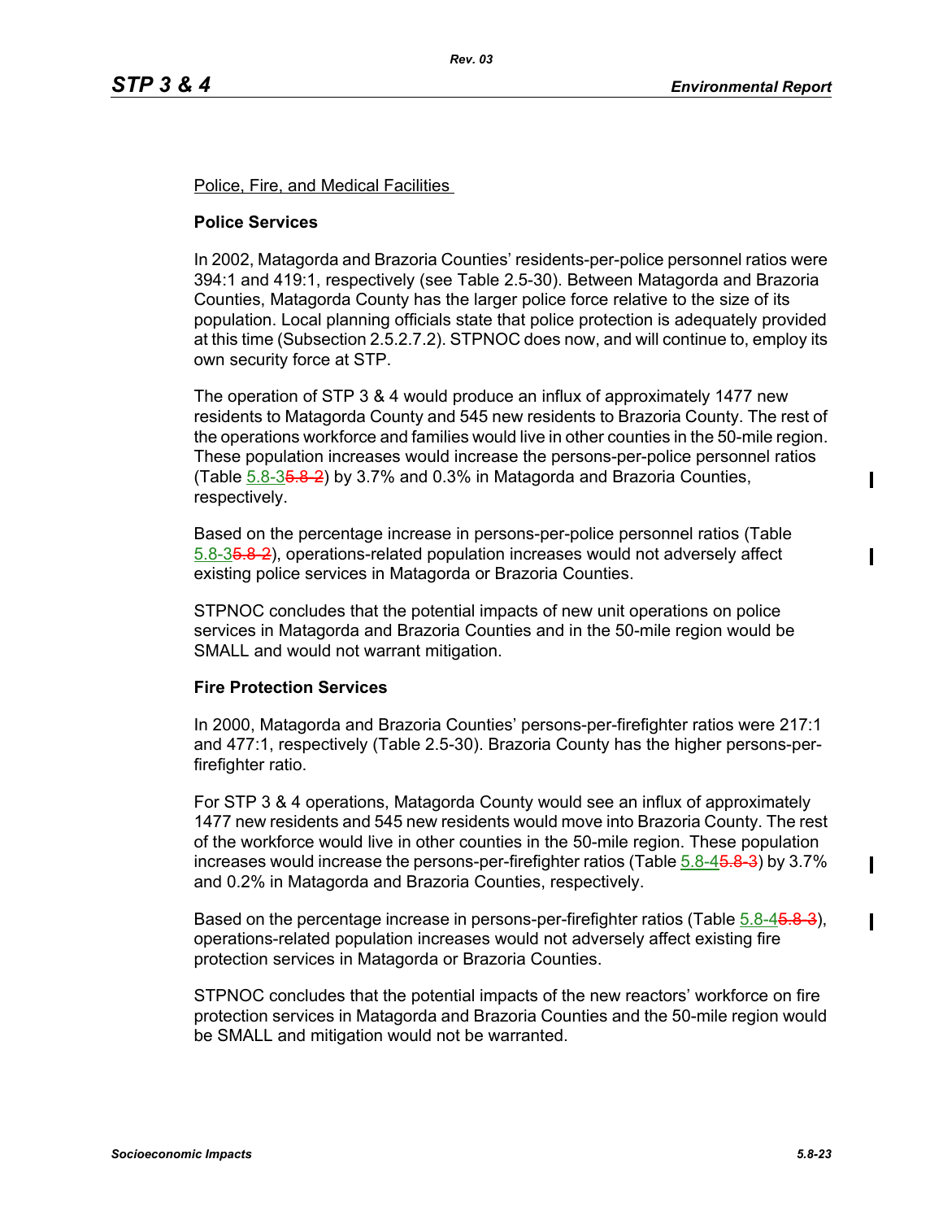## Police, Fire, and Medical Facilities

### Police Services

In 2002, Matagorda and Brazoria Counties' residents-per-police personnel ratios were 394:1 and 419:1, respectively (see Table 2.5-30). Between Matagorda and Brazoria Counties, Matagorda County has the larger police force relative to the size of its population. Local planning officials state that police protection is adequately provided at this time (Subsection 2.5.2.7.2). STPNOC does now, and will continue to, employ its own security force at STP.

The operation of STP 3 & 4 would produce an influx of approximately 1477 new residents to Matagorda County and 545 new residents to Brazoria County. The rest of the operations workforce and families would live in other counties in the 50-mile region. These population increases would increase the persons-per-police personnel ratios (Table 5.8-3~~5.8-2~~) by 3.7% and 0.3% in Matagorda and Brazoria Counties, respectively.

Based on the percentage increase in persons-per-police personnel ratios (Table 5.8-3~~5.8-2~~), operations-related population increases would not adversely affect existing police services in Matagorda or Brazoria Counties.

STPNOC concludes that the potential impacts of new unit operations on police services in Matagorda and Brazoria Counties and in the 50-mile region would be SMALL and would not warrant mitigation.

### Fire Protection Services

In 2000, Matagorda and Brazoria Counties' persons-per-firefighter ratios were 217:1 and 477:1, respectively (Table 2.5-30). Brazoria County has the higher persons-per-firefighter ratio.

For STP 3 & 4 operations, Matagorda County would see an influx of approximately 1477 new residents and 545 new residents would move into Brazoria County. The rest of the workforce would live in other counties in the 50-mile region. These population increases would increase the persons-per-firefighter ratios (Table 5.8-4~~5.8-3~~) by 3.7% and 0.2% in Matagorda and Brazoria Counties, respectively.

Based on the percentage increase in persons-per-firefighter ratios (Table 5.8-4~~5.8-3~~), operations-related population increases would not adversely affect existing fire protection services in Matagorda or Brazoria Counties.

STPNOC concludes that the potential impacts of the new reactors' workforce on fire protection services in Matagorda and Brazoria Counties and the 50-mile region would be SMALL and mitigation would not be warranted.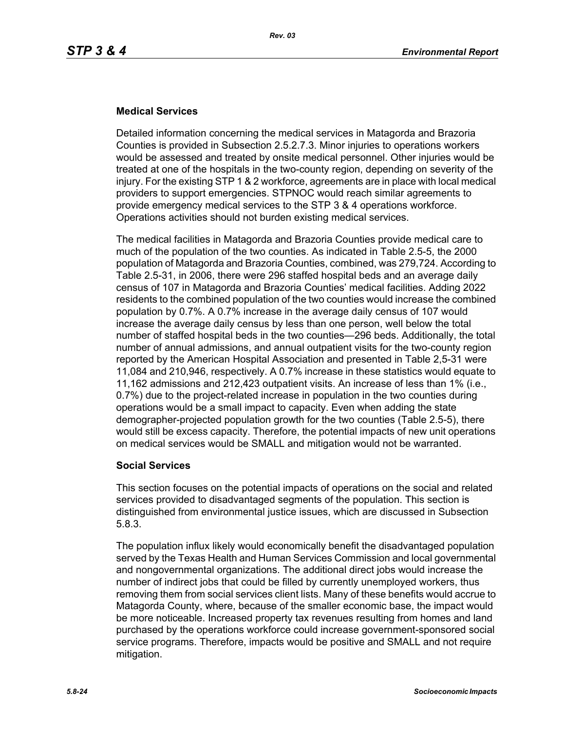### Medical Services

Detailed information concerning the medical services in Matagorda and Brazoria Counties is provided in Subsection 2.5.2.7.3. Minor injuries to operations workers would be assessed and treated by onsite medical personnel. Other injuries would be treated at one of the hospitals in the two-county region, depending on severity of the injury. For the existing STP 1 & 2 workforce, agreements are in place with local medical providers to support emergencies. STPNOC would reach similar agreements to provide emergency medical services to the STP 3 & 4 operations workforce. Operations activities should not burden existing medical services.

The medical facilities in Matagorda and Brazoria Counties provide medical care to much of the population of the two counties. As indicated in Table 2.5-5, the 2000 population of Matagorda and Brazoria Counties, combined, was 279,724. According to Table 2.5-31, in 2006, there were 296 staffed hospital beds and an average daily census of 107 in Matagorda and Brazoria Counties' medical facilities. Adding 2022 residents to the combined population of the two counties would increase the combined population by 0.7%. A 0.7% increase in the average daily census of 107 would increase the average daily census by less than one person, well below the total number of staffed hospital beds in the two counties—296 beds. Additionally, the total number of annual admissions, and annual outpatient visits for the two-county region reported by the American Hospital Association and presented in Table 2,5-31 were 11,084 and 210,946, respectively. A 0.7% increase in these statistics would equate to 11,162 admissions and 212,423 outpatient visits. An increase of less than 1% (i.e., 0.7%) due to the project-related increase in population in the two counties during operations would be a small impact to capacity. Even when adding the state demographer-projected population growth for the two counties (Table 2.5-5), there would still be excess capacity. Therefore, the potential impacts of new unit operations on medical services would be SMALL and mitigation would not be warranted.

### Social Services

This section focuses on the potential impacts of operations on the social and related services provided to disadvantaged segments of the population. This section is distinguished from environmental justice issues, which are discussed in Subsection 5.8.3.

The population influx likely would economically benefit the disadvantaged population served by the Texas Health and Human Services Commission and local governmental and nongovernmental organizations. The additional direct jobs would increase the number of indirect jobs that could be filled by currently unemployed workers, thus removing them from social services client lists. Many of these benefits would accrue to Matagorda County, where, because of the smaller economic base, the impact would be more noticeable. Increased property tax revenues resulting from homes and land purchased by the operations workforce could increase government-sponsored social service programs. Therefore, impacts would be positive and SMALL and not require mitigation.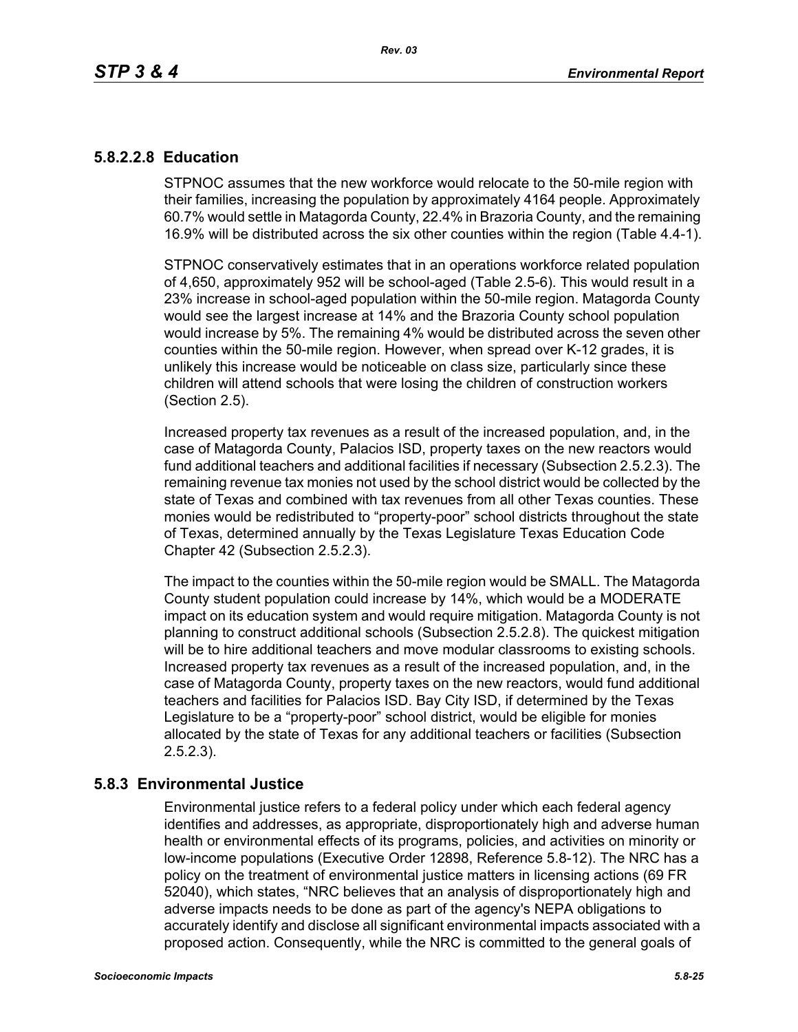### 5.8.2.2.8 Education

STPNOC assumes that the new workforce would relocate to the 50-mile region with their families, increasing the population by approximately 4164 people. Approximately 60.7% would settle in Matagorda County, 22.4% in Brazoria County, and the remaining 16.9% will be distributed across the six other counties within the region (Table 4.4-1).

STPNOC conservatively estimates that in an operations workforce related population of 4,650, approximately 952 will be school-aged (Table 2.5-6). This would result in a 23% increase in school-aged population within the 50-mile region. Matagorda County would see the largest increase at 14% and the Brazoria County school population would increase by 5%. The remaining 4% would be distributed across the seven other counties within the 50-mile region. However, when spread over K-12 grades, it is unlikely this increase would be noticeable on class size, particularly since these children will attend schools that were losing the children of construction workers (Section 2.5).

Increased property tax revenues as a result of the increased population, and, in the case of Matagorda County, Palacios ISD, property taxes on the new reactors would fund additional teachers and additional facilities if necessary (Subsection 2.5.2.3). The remaining revenue tax monies not used by the school district would be collected by the state of Texas and combined with tax revenues from all other Texas counties. These monies would be redistributed to "property-poor" school districts throughout the state of Texas, determined annually by the Texas Legislature Texas Education Code Chapter 42 (Subsection 2.5.2.3).

The impact to the counties within the 50-mile region would be SMALL. The Matagorda County student population could increase by 14%, which would be a MODERATE impact on its education system and would require mitigation. Matagorda County is not planning to construct additional schools (Subsection 2.5.2.8). The quickest mitigation will be to hire additional teachers and move modular classrooms to existing schools. Increased property tax revenues as a result of the increased population, and, in the case of Matagorda County, property taxes on the new reactors, would fund additional teachers and facilities for Palacios ISD. Bay City ISD, if determined by the Texas Legislature to be a "property-poor" school district, would be eligible for monies allocated by the state of Texas for any additional teachers or facilities (Subsection 2.5.2.3).

## 5.8.3 Environmental Justice

Environmental justice refers to a federal policy under which each federal agency identifies and addresses, as appropriate, disproportionately high and adverse human health or environmental effects of its programs, policies, and activities on minority or low-income populations (Executive Order 12898, Reference 5.8-12). The NRC has a policy on the treatment of environmental justice matters in licensing actions (69 FR 52040), which states, "NRC believes that an analysis of disproportionately high and adverse impacts needs to be done as part of the agency's NEPA obligations to accurately identify and disclose all significant environmental impacts associated with a proposed action. Consequently, while the NRC is committed to the general goals of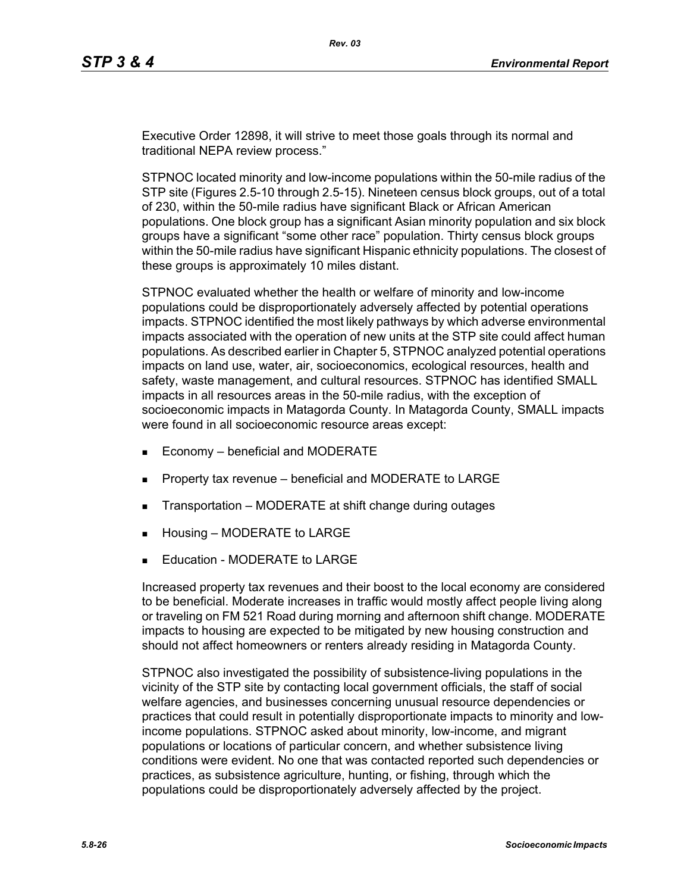Executive Order 12898, it will strive to meet those goals through its normal and traditional NEPA review process."

STPNOC located minority and low-income populations within the 50-mile radius of the STP site (Figures 2.5-10 through 2.5-15). Nineteen census block groups, out of a total of 230, within the 50-mile radius have significant Black or African American populations. One block group has a significant Asian minority population and six block groups have a significant "some other race" population. Thirty census block groups within the 50-mile radius have significant Hispanic ethnicity populations. The closest of these groups is approximately 10 miles distant.

STPNOC evaluated whether the health or welfare of minority and low-income populations could be disproportionately adversely affected by potential operations impacts. STPNOC identified the most likely pathways by which adverse environmental impacts associated with the operation of new units at the STP site could affect human populations. As described earlier in Chapter 5, STPNOC analyzed potential operations impacts on land use, water, air, socioeconomics, ecological resources, health and safety, waste management, and cultural resources. STPNOC has identified SMALL impacts in all resources areas in the 50-mile radius, with the exception of socioeconomic impacts in Matagorda County. In Matagorda County, SMALL impacts were found in all socioeconomic resource areas except:

- Economy – beneficial and MODERATE
- Property tax revenue – beneficial and MODERATE to LARGE
- Transportation – MODERATE at shift change during outages
- Housing – MODERATE to LARGE
- Education - MODERATE to LARGE

Increased property tax revenues and their boost to the local economy are considered to be beneficial. Moderate increases in traffic would mostly affect people living along or traveling on FM 521 Road during morning and afternoon shift change. MODERATE impacts to housing are expected to be mitigated by new housing construction and should not affect homeowners or renters already residing in Matagorda County.

STPNOC also investigated the possibility of subsistence-living populations in the vicinity of the STP site by contacting local government officials, the staff of social welfare agencies, and businesses concerning unusual resource dependencies or practices that could result in potentially disproportionate impacts to minority and low-income populations. STPNOC asked about minority, low-income, and migrant populations or locations of particular concern, and whether subsistence living conditions were evident. No one that was contacted reported such dependencies or practices, as subsistence agriculture, hunting, or fishing, through which the populations could be disproportionately adversely affected by the project.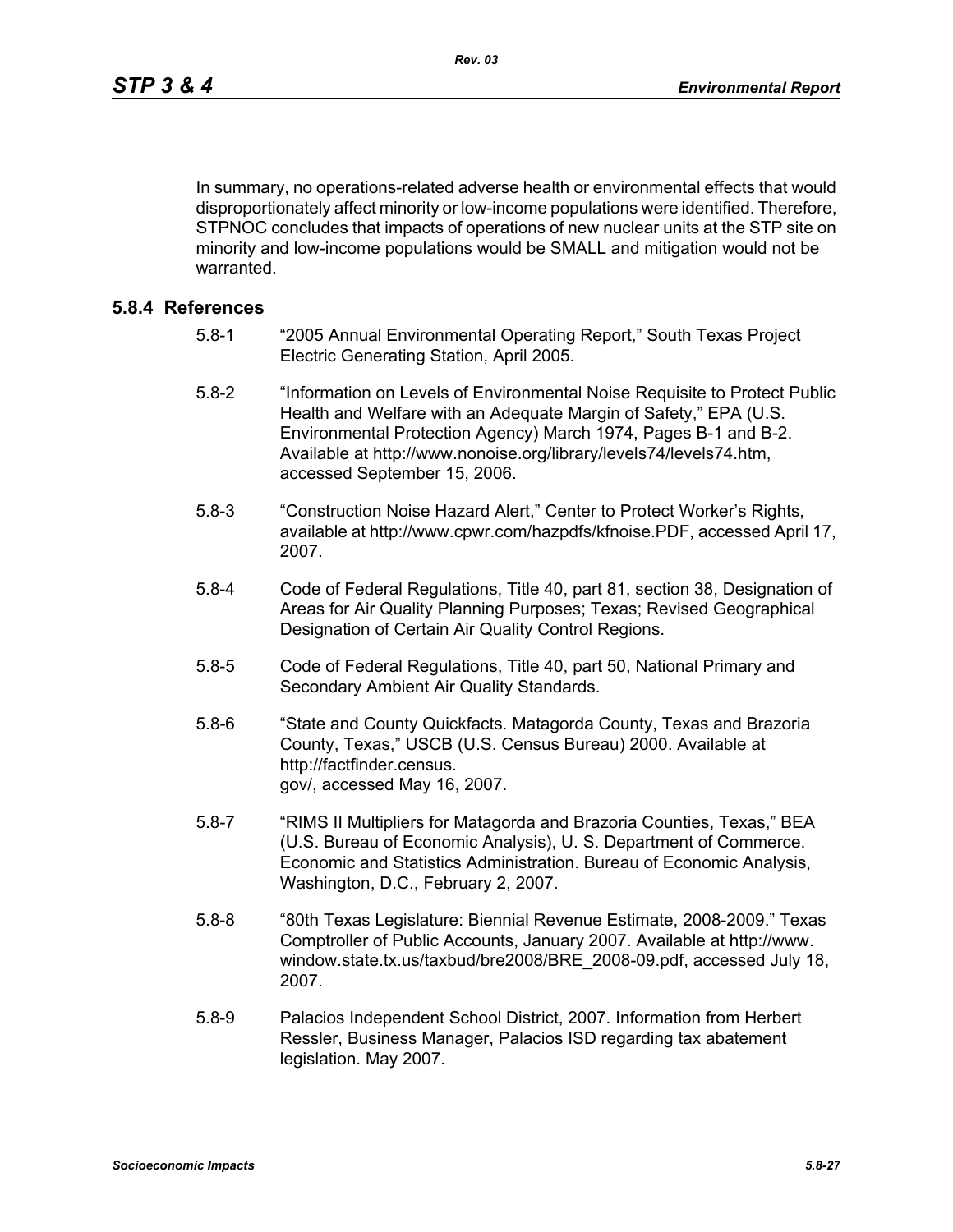In summary, no operations-related adverse health or environmental effects that would disproportionately affect minority or low-income populations were identified. Therefore, STPNOC concludes that impacts of operations of new nuclear units at the STP site on minority and low-income populations would be SMALL and mitigation would not be warranted.

### 5.8.4 References

5.8-1 "2005 Annual Environmental Operating Report," South Texas Project Electric Generating Station, April 2005.

5.8-2 "Information on Levels of Environmental Noise Requisite to Protect Public Health and Welfare with an Adequate Margin of Safety," EPA (U.S. Environmental Protection Agency) March 1974, Pages B-1 and B-2. Available at http://www.nonoise.org/library/levels74/levels74.htm, accessed September 15, 2006.

5.8-3 "Construction Noise Hazard Alert," Center to Protect Worker's Rights, available at http://www.cpwr.com/hazpdfs/kfnoise.PDF, accessed April 17, 2007.

5.8-4 Code of Federal Regulations, Title 40, part 81, section 38, Designation of Areas for Air Quality Planning Purposes; Texas; Revised Geographical Designation of Certain Air Quality Control Regions.

5.8-5 Code of Federal Regulations, Title 40, part 50, National Primary and Secondary Ambient Air Quality Standards.

5.8-6 "State and County Quickfacts. Matagorda County, Texas and Brazoria County, Texas," USCB (U.S. Census Bureau) 2000. Available at http://factfinder.census.gov/, accessed May 16, 2007.

5.8-7 "RIMS II Multipliers for Matagorda and Brazoria Counties, Texas," BEA (U.S. Bureau of Economic Analysis), U. S. Department of Commerce. Economic and Statistics Administration. Bureau of Economic Analysis, Washington, D.C., February 2, 2007.

5.8-8 "80th Texas Legislature: Biennial Revenue Estimate, 2008-2009." Texas Comptroller of Public Accounts, January 2007. Available at http://www.window.state.tx.us/taxbud/bre2008/BRE_2008-09.pdf, accessed July 18, 2007.

5.8-9 Palacios Independent School District, 2007. Information from Herbert Ressler, Business Manager, Palacios ISD regarding tax abatement legislation. May 2007.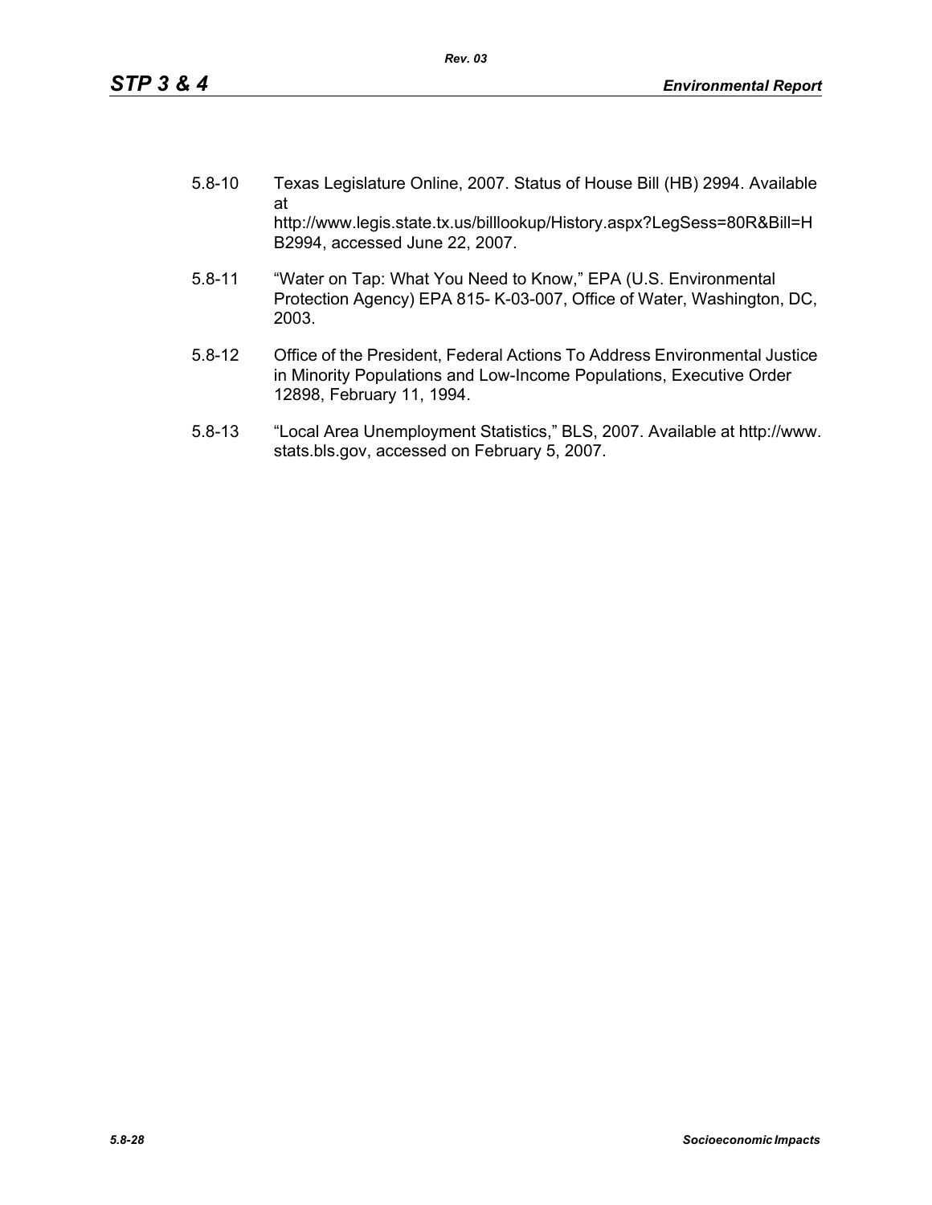5.8-10 Texas Legislature Online, 2007. Status of House Bill (HB) 2994. Available at http://www.legis.state.tx.us/billlookup/History.aspx?LegSess=80R&Bill=HB2994, accessed June 22, 2007.

5.8-11 "Water on Tap: What You Need to Know," EPA (U.S. Environmental Protection Agency) EPA 815- K-03-007, Office of Water, Washington, DC, 2003.

5.8-12 Office of the President, Federal Actions To Address Environmental Justice in Minority Populations and Low-Income Populations, Executive Order 12898, February 11, 1994.

5.8-13 "Local Area Unemployment Statistics," BLS, 2007. Available at http://www.stats.bls.gov, accessed on February 5, 2007.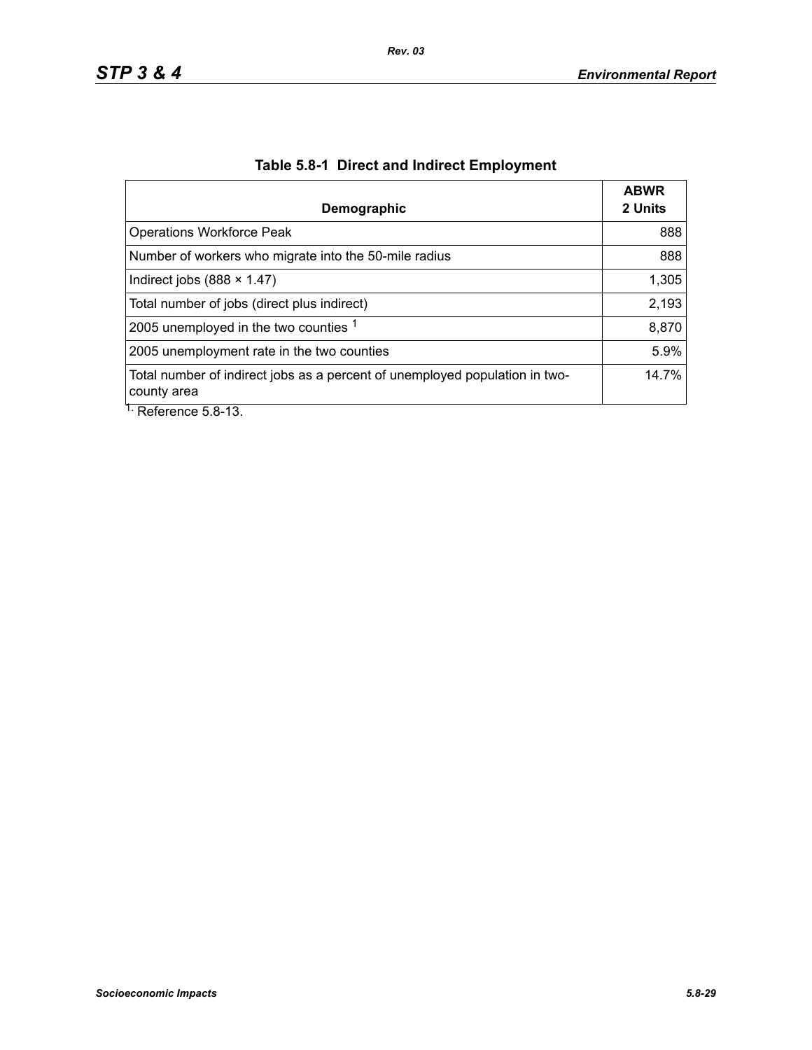**Table 5.8-1 Direct and Indirect Employment**

| Demographic | ABWR 2 Units |
|---|---:|
| Operations Workforce Peak | 888 |
| Number of workers who migrate into the 50-mile radius | 888 |
| Indirect jobs (888 × 1.47) | 1,305 |
| Total number of jobs (direct plus indirect) | 2,193 |
| 2005 unemployed in the two counties [1] | 8,870 |
| 2005 unemployment rate in the two counties | 5.9% |
| Total number of indirect jobs as a percent of unemployed population in two-county area | 14.7% |

[1.] Reference 5.8-13.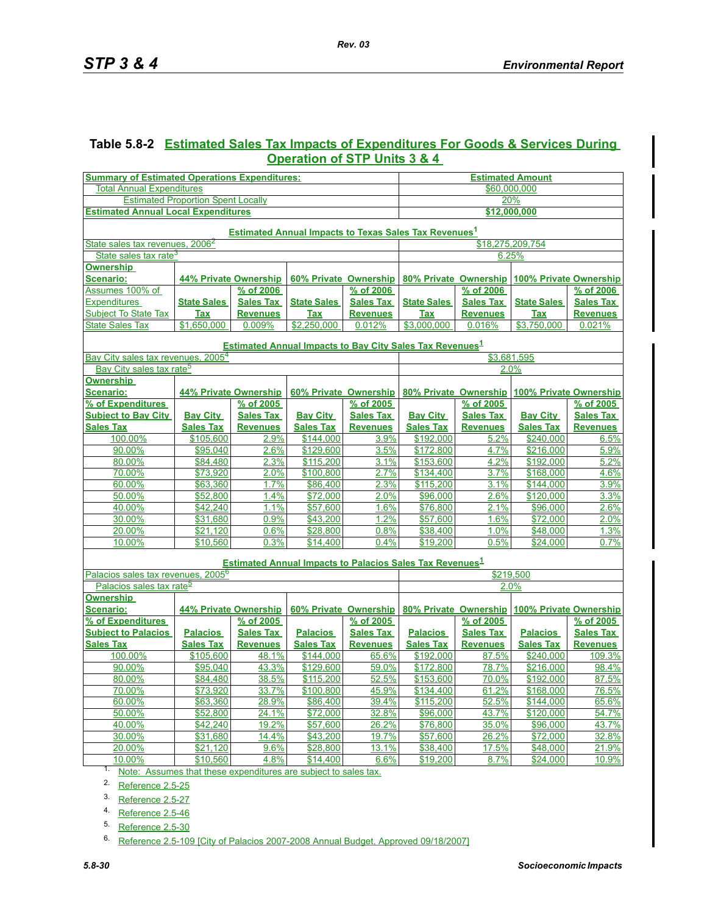### Table 5.8-2 Estimated Sales Tax Impacts of Expenditures For Goods & Services During Operation of STP Units 3 & 4

| **Summary of Estimated Operations Expenditures:** | | | | | | | | **Estimated Amount** |
|---|---|---|---|---|---|---|---|---|
| Total Annual Expenditures | | | | | | | | $60,000,000 |
| Estimated Proportion Spent Locally | | | | | | | | 20% |
| **Estimated Annual Local Expenditures** | | | | | | | | **$12,000,000** |
| **Estimated Annual Impacts to Texas Sales Tax Revenues[1]** | | | | | | | | |
| State sales tax revenues, 2006[2] | | | | | | | | $18,275,209,754 |
| State sales tax rate[3] | | | | | | | | 6.25% |
| **Ownership Scenario:** | **44% Private Ownership** | | **60% Private Ownership** | | **80% Private Ownership** | | **100% Private Ownership** | |
| Assumes 100% of Expenditures Subject To State Tax | **State Sales Tax** | **% of 2006 Sales Tax Revenues** | **State Sales Tax** | **% of 2006 Sales Tax Revenues** | **State Sales Tax** | **% of 2006 Sales Tax Revenues** | **State Sales Tax** | **% of 2006 Sales Tax Revenues** |
| State Sales Tax | $1,650,000 | 0.009% | $2,250,000 | 0.012% | $3,000,000 | 0.016% | $3,750,000 | 0.021% |
| **Estimated Annual Impacts to Bay City Sales Tax Revenues[1]** | | | | | | | | |
| Bay City sales tax revenues, 2005[4] | | | | | | | | $3,681,595 |
| Bay City sales tax rate[5] | | | | | | | | 2.0% |
| **Ownership Scenario:** | **44% Private Ownership** | | **60% Private Ownership** | | **80% Private Ownership** | | **100% Private Ownership** | |
| **% of Expenditures Subject to Bay City Sales Tax** | **Bay City Sales Tax** | **% of 2005 Sales Tax Revenues** | **Bay City Sales Tax** | **% of 2005 Sales Tax Revenues** | **Bay City Sales Tax** | **% of 2005 Sales Tax Revenues** | **Bay City Sales Tax** | **% of 2005 Sales Tax Revenues** |
| 100.00% | $105,600 | 2.9% | $144,000 | 3.9% | $192,000 | 5.2% | $240,000 | 6.5% |
| 90.00% | $95,040 | 2.6% | $129,600 | 3.5% | $172,800 | 4.7% | $216,000 | 5.9% |
| 80.00% | $84,480 | 2.3% | $115,200 | 3.1% | $153,600 | 4.2% | $192,000 | 5.2% |
| 70.00% | $73,920 | 2.0% | $100,800 | 2.7% | $134,400 | 3.7% | $168,000 | 4.6% |
| 60.00% | $63,360 | 1.7% | $86,400 | 2.3% | $115,200 | 3.1% | $144,000 | 3.9% |
| 50.00% | $52,800 | 1.4% | $72,000 | 2.0% | $96,000 | 2.6% | $120,000 | 3.3% |
| 40.00% | $42,240 | 1.1% | $57,600 | 1.6% | $76,800 | 2.1% | $96,000 | 2.6% |
| 30.00% | $31,680 | 0.9% | $43,200 | 1.2% | $57,600 | 1.6% | $72,000 | 2.0% |
| 20.00% | $21,120 | 0.6% | $28,800 | 0.8% | $38,400 | 1.0% | $48,000 | 1.3% |
| 10.00% | $10,560 | 0.3% | $14,400 | 0.4% | $19,200 | 0.5% | $24,000 | 0.7% |
| **Estimated Annual Impacts to Palacios Sales Tax Revenues[1]** | | | | | | | | |
| Palacios sales tax revenues, 2005[6] | | | | | | | | $219,500 |
| Palacios sales tax rate[5] | | | | | | | | 2.0% |
| **Ownership Scenario:** | **44% Private Ownership** | | **60% Private Ownership** | | **80% Private Ownership** | | **100% Private Ownership** | |
| **% of Expenditures Subject to Palacios Sales Tax** | **Palacios Sales Tax** | **% of 2005 Sales Tax Revenues** | **Palacios Sales Tax** | **% of 2005 Sales Tax Revenues** | **Palacios Sales Tax** | **% of 2005 Sales Tax Revenues** | **Palacios Sales Tax** | **% of 2005 Sales Tax Revenues** |
| 100.00% | $105,600 | 48.1% | $144,000 | 65.6% | $192,000 | 87.5% | $240,000 | 109.3% |
| 90.00% | $95,040 | 43.3% | $129,600 | 59.0% | $172,800 | 78.7% | $216,000 | 98.4% |
| 80.00% | $84,480 | 38.5% | $115,200 | 52.5% | $153,600 | 70.0% | $192,000 | 87.5% |
| 70.00% | $73,920 | 33.7% | $100,800 | 45.9% | $134,400 | 61.2% | $168,000 | 76.5% |
| 60.00% | $63,360 | 28.9% | $86,400 | 39.4% | $115,200 | 52.5% | $144,000 | 65.6% |
| 50.00% | $52,800 | 24.1% | $72,000 | 32.8% | $96,000 | 43.7% | $120,000 | 54.7% |
| 40.00% | $42,240 | 19.2% | $57,600 | 26.2% | $76,800 | 35.0% | $96,000 | 43.7% |
| 30.00% | $31,680 | 14.4% | $43,200 | 19.7% | $57,600 | 26.2% | $72,000 | 32.8% |
| 20.00% | $21,120 | 9.6% | $28,800 | 13.1% | $38,400 | 17.5% | $48,000 | 21.9% |
| 10.00% | $10,560 | 4.8% | $14,400 | 6.6% | $19,200 | 8.7% | $24,000 | 10.9% |

1. Note: Assumes that these expenditures are subject to sales tax.
2. Reference 2.5-25
3. Reference 2.5-27
4. Reference 2.5-46
5. Reference 2.5-30
6. Reference 2.5-109 [City of Palacios 2007-2008 Annual Budget, Approved 09/18/2007]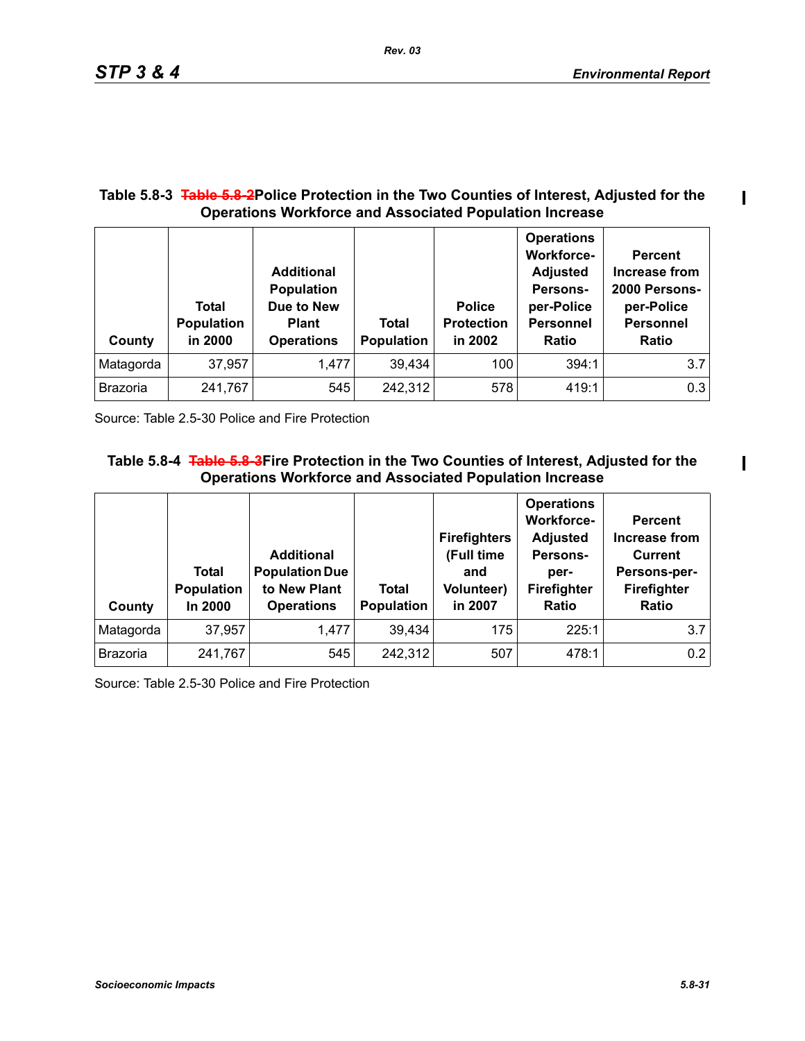**Table 5.8-3 ~~Table 5.8-2~~Police Protection in the Two Counties of Interest, Adjusted for the Operations Workforce and Associated Population Increase**

| County | Total Population in 2000 | Additional Population Due to New Plant Operations | Total Population | Police Protection in 2002 | Operations Workforce-Adjusted Persons-per-Police Personnel Ratio | Percent Increase from 2000 Persons-per-Police Personnel Ratio |
|---|---|---|---|---|---|---|
| Matagorda | 37,957 | 1,477 | 39,434 | 100 | 394:1 | 3.7 |
| Brazoria | 241,767 | 545 | 242,312 | 578 | 419:1 | 0.3 |

Source: Table 2.5-30 Police and Fire Protection

**Table 5.8-4 ~~Table 5.8-3~~Fire Protection in the Two Counties of Interest, Adjusted for the Operations Workforce and Associated Population Increase**

| County | Total Population In 2000 | Additional Population Due to New Plant Operations | Total Population | Firefighters (Full time and Volunteer) in 2007 | Operations Workforce-Adjusted Persons-per-Firefighter Ratio | Percent Increase from Current Persons-per-Firefighter Ratio |
|---|---|---|---|---|---|---|
| Matagorda | 37,957 | 1,477 | 39,434 | 175 | 225:1 | 3.7 |
| Brazoria | 241,767 | 545 | 242,312 | 507 | 478:1 | 0.2 |

Source: Table 2.5-30 Police and Fire Protection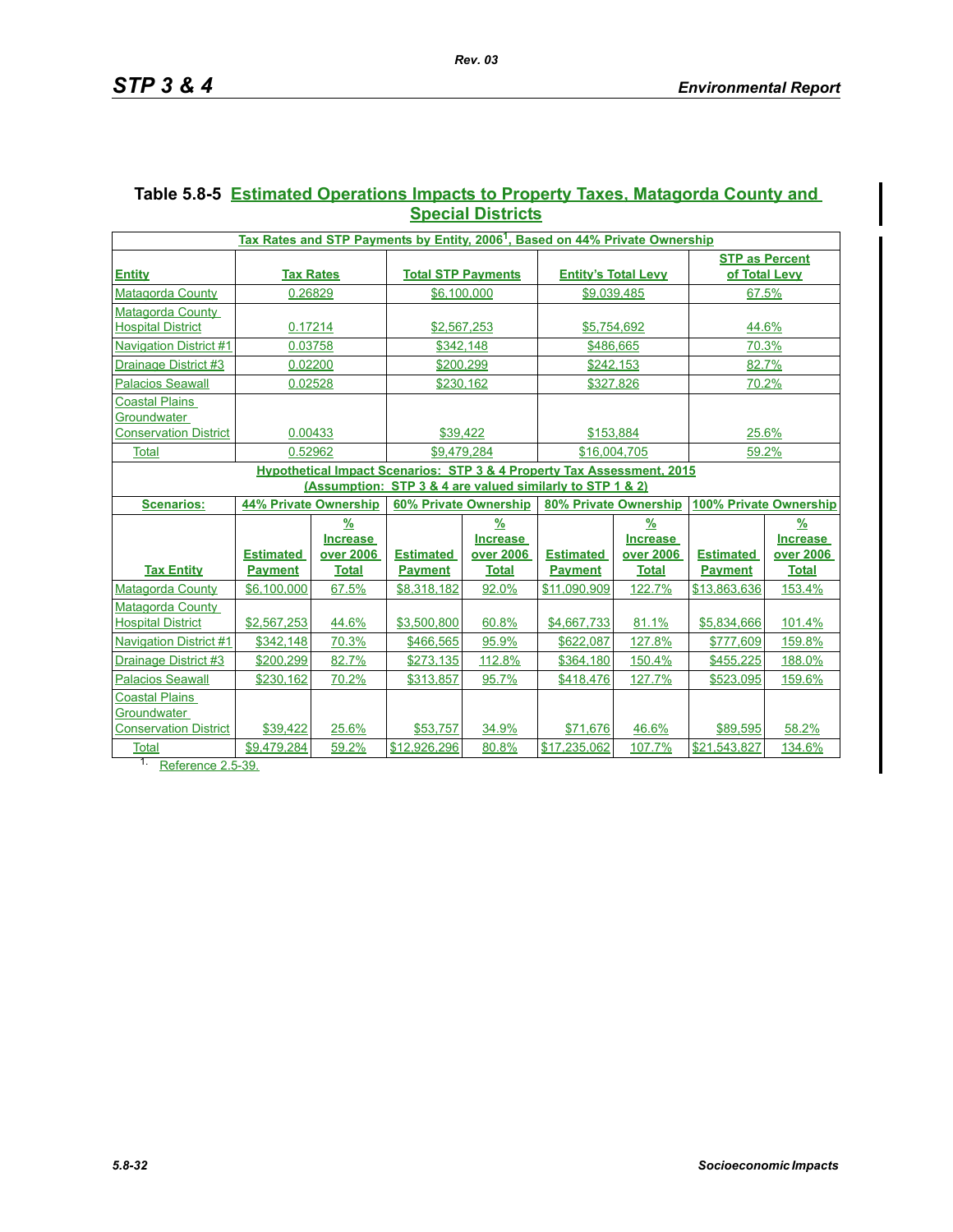## Table 5.8-5 Estimated Operations Impacts to Property Taxes, Matagorda County and Special Districts

| Tax Rates and STP Payments by Entity, 2006[1], Based on 44% Private Ownership | | | | | | | | |
|---|---|---|---|---|---|---|---|---|
| **Entity** | **Tax Rates** | | **Total STP Payments** | | **Entity's Total Levy** | | **STP as Percent of Total Levy** | |
| Matagorda County | 0.26829 | | $6,100,000 | | $9,039,485 | | 67.5% | |
| Matagorda County Hospital District | 0.17214 | | $2,567,253 | | $5,754,692 | | 44.6% | |
| Navigation District #1 | 0.03758 | | $342,148 | | $486,665 | | 70.3% | |
| Drainage District #3 | 0.02200 | | $200,299 | | $242,153 | | 82.7% | |
| Palacios Seawall | 0.02528 | | $230,162 | | $327,826 | | 70.2% | |
| Coastal Plains Groundwater Conservation District | 0.00433 | | $39,422 | | $153,884 | | 25.6% | |
| Total | 0.52962 | | $9,479,284 | | $16,004,705 | | 59.2% | |
| **Hypothetical Impact Scenarios: STP 3 & 4 Property Tax Assessment, 2015 (Assumption: STP 3 & 4 are valued similarly to STP 1 & 2)** | | | | | | | | |
| **Scenarios:** | **44% Private Ownership** | | **60% Private Ownership** | | **80% Private Ownership** | | **100% Private Ownership** | |
| **Tax Entity** | **Estimated Payment** | **% Increase over 2006 Total** | **Estimated Payment** | **% Increase over 2006 Total** | **Estimated Payment** | **% Increase over 2006 Total** | **Estimated Payment** | **% Increase over 2006 Total** |
| Matagorda County | $6,100,000 | 67.5% | $8,318,182 | 92.0% | $11,090,909 | 122.7% | $13,863,636 | 153.4% |
| Matagorda County Hospital District | $2,567,253 | 44.6% | $3,500,800 | 60.8% | $4,667,733 | 81.1% | $5,834,666 | 101.4% |
| Navigation District #1 | $342,148 | 70.3% | $466,565 | 95.9% | $622,087 | 127.8% | $777,609 | 159.8% |
| Drainage District #3 | $200,299 | 82.7% | $273,135 | 112.8% | $364,180 | 150.4% | $455,225 | 188.0% |
| Palacios Seawall | $230,162 | 70.2% | $313,857 | 95.7% | $418,476 | 127.7% | $523,095 | 159.6% |
| Coastal Plains Groundwater Conservation District | $39,422 | 25.6% | $53,757 | 34.9% | $71,676 | 46.6% | $89,595 | 58.2% |
| Total | $9,479,284 | 59.2% | $12,926,296 | 80.8% | $17,235,062 | 107.7% | $21,543,827 | 134.6% |

1. Reference 2.5-39.